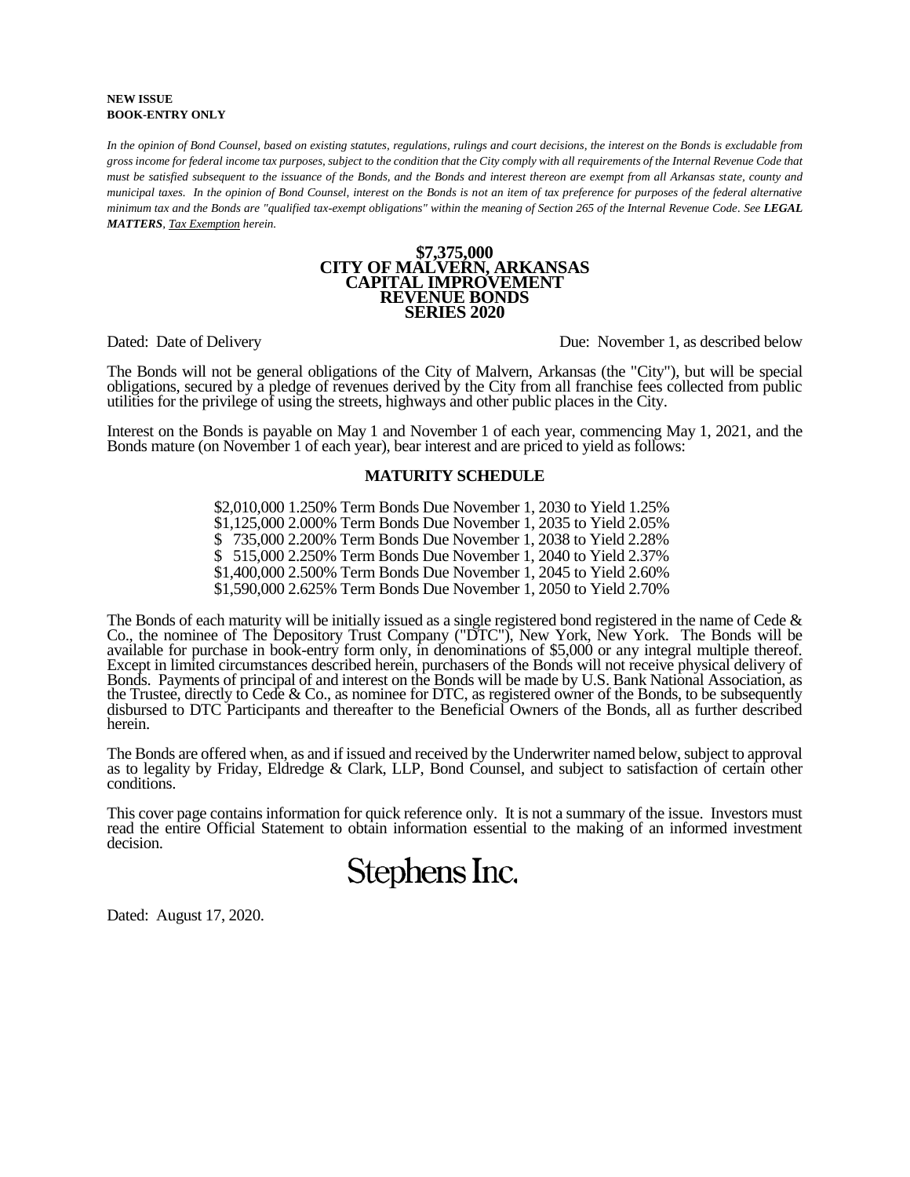**NEW ISSUE**
**BOOK-ENTRY ONLY**

*In the opinion of Bond Counsel, based on existing statutes, regulations, rulings and court decisions, the interest on the Bonds is excludable from gross income for federal income tax purposes, subject to the condition that the City comply with all requirements of the Internal Revenue Code that must be satisfied subsequent to the issuance of the Bonds, and the Bonds and interest thereon are exempt from all Arkansas state, county and municipal taxes. In the opinion of Bond Counsel, interest on the Bonds is not an item of tax preference for purposes of the federal alternative minimum tax and the Bonds are "qualified tax-exempt obligations" within the meaning of Section 265 of the Internal Revenue Code. See **LEGAL MATTERS**, Tax Exemption herein.*

# $7,375,000
# CITY OF MALVERN, ARKANSAS
# CAPITAL IMPROVEMENT
# REVENUE BONDS
# SERIES 2020

Dated: Date of Delivery Due: November 1, as described below

The Bonds will not be general obligations of the City of Malvern, Arkansas (the "City"), but will be special obligations, secured by a pledge of revenues derived by the City from all franchise fees collected from public utilities for the privilege of using the streets, highways and other public places in the City.

Interest on the Bonds is payable on May 1 and November 1 of each year, commencing May 1, 2021, and the Bonds mature (on November 1 of each year), bear interest and are priced to yield as follows:

## MATURITY SCHEDULE

$2,010,000 1.250% Term Bonds Due November 1, 2030 to Yield 1.25%
$1,125,000 2.000% Term Bonds Due November 1, 2035 to Yield 2.05%
$ 735,000 2.200% Term Bonds Due November 1, 2038 to Yield 2.28%
$ 515,000 2.250% Term Bonds Due November 1, 2040 to Yield 2.37%
$1,400,000 2.500% Term Bonds Due November 1, 2045 to Yield 2.60%
$1,590,000 2.625% Term Bonds Due November 1, 2050 to Yield 2.70%

The Bonds of each maturity will be initially issued as a single registered bond registered in the name of Cede & Co., the nominee of The Depository Trust Company ("DTC"), New York, New York. The Bonds will be available for purchase in book-entry form only, in denominations of $5,000 or any integral multiple thereof. Except in limited circumstances described herein, purchasers of the Bonds will not receive physical delivery of Bonds. Payments of principal of and interest on the Bonds will be made by U.S. Bank National Association, as the Trustee, directly to Cede & Co., as nominee for DTC, as registered owner of the Bonds, to be subsequently disbursed to DTC Participants and thereafter to the Beneficial Owners of the Bonds, all as further described herein.

The Bonds are offered when, as and if issued and received by the Underwriter named below, subject to approval as to legality by Friday, Eldredge & Clark, LLP, Bond Counsel, and subject to satisfaction of certain other conditions.

This cover page contains information for quick reference only. It is not a summary of the issue. Investors must read the entire Official Statement to obtain information essential to the making of an informed investment decision.

Stephens Inc.

Dated: August 17, 2020.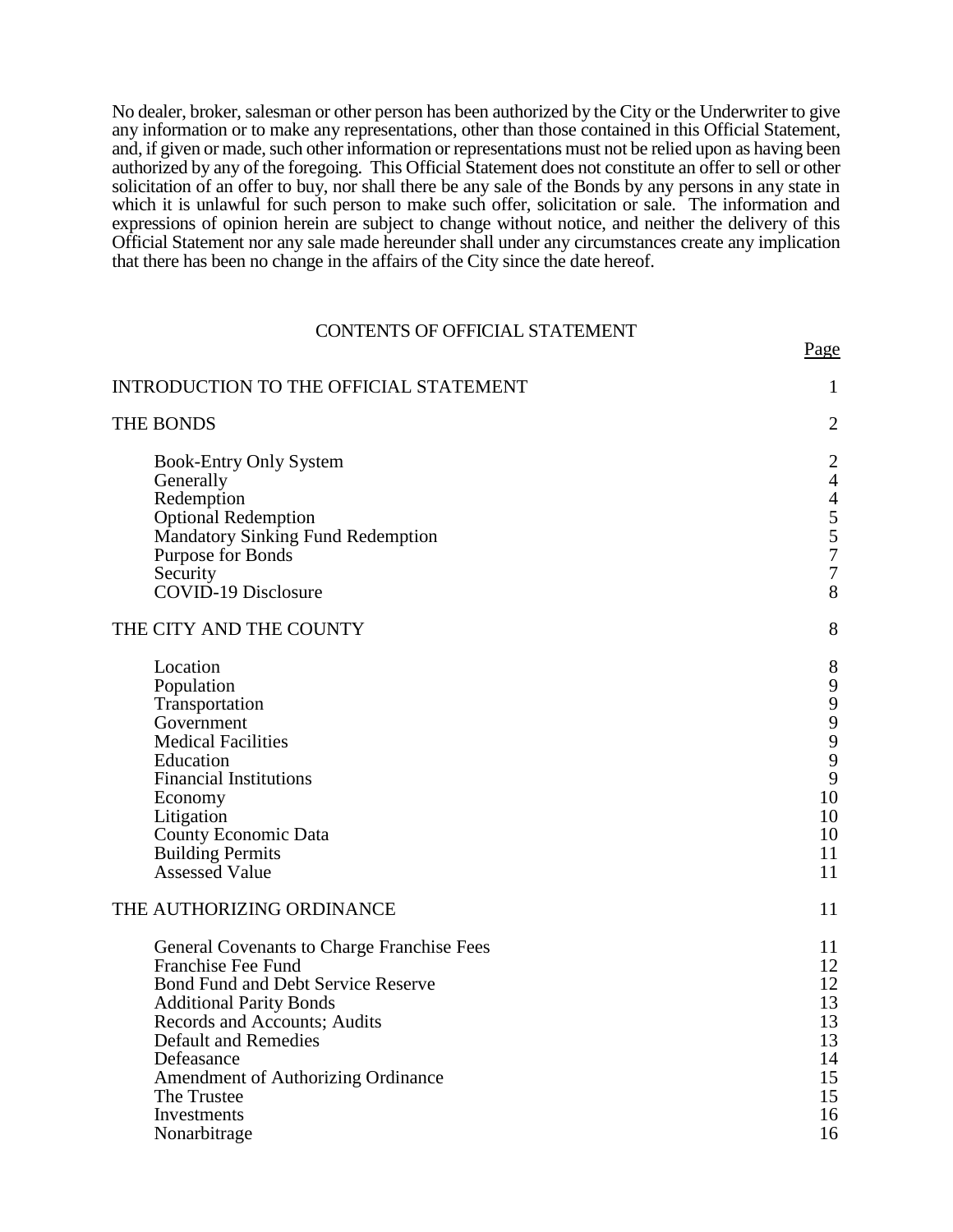No dealer, broker, salesman or other person has been authorized by the City or the Underwriter to give any information or to make any representations, other than those contained in this Official Statement, and, if given or made, such other information or representations must not be relied upon as having been authorized by any of the foregoing. This Official Statement does not constitute an offer to sell or other solicitation of an offer to buy, nor shall there be any sale of the Bonds by any persons in any state in which it is unlawful for such person to make such offer, solicitation or sale. The information and expressions of opinion herein are subject to change without notice, and neither the delivery of this Official Statement nor any sale made hereunder shall under any circumstances create any implication that there has been no change in the affairs of the City since the date hereof.

## CONTENTS OF OFFICIAL STATEMENT

| | Page |
|---|---|
| INTRODUCTION TO THE OFFICIAL STATEMENT | 1 |
| THE BONDS | 2 |
| Book-Entry Only System | 2 |
| Generally | 4 |
| Redemption | 4 |
| Optional Redemption | 5 |
| Mandatory Sinking Fund Redemption | 5 |
| Purpose for Bonds | 7 |
| Security | 7 |
| COVID-19 Disclosure | 8 |
| THE CITY AND THE COUNTY | 8 |
| Location | 8 |
| Population | 9 |
| Transportation | 9 |
| Government | 9 |
| Medical Facilities | 9 |
| Education | 9 |
| Financial Institutions | 9 |
| Economy | 10 |
| Litigation | 10 |
| County Economic Data | 10 |
| Building Permits | 11 |
| Assessed Value | 11 |
| THE AUTHORIZING ORDINANCE | 11 |
| General Covenants to Charge Franchise Fees | 11 |
| Franchise Fee Fund | 12 |
| Bond Fund and Debt Service Reserve | 12 |
| Additional Parity Bonds | 13 |
| Records and Accounts; Audits | 13 |
| Default and Remedies | 13 |
| Defeasance | 14 |
| Amendment of Authorizing Ordinance | 15 |
| The Trustee | 15 |
| Investments | 16 |
| Nonarbitrage | 16 |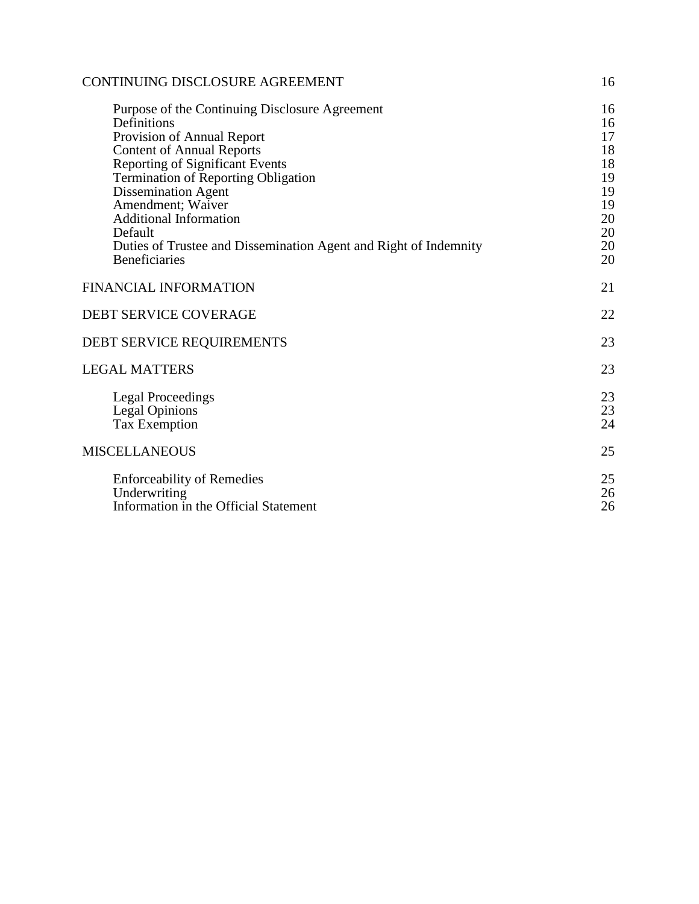| | |
|---|---|
| CONTINUING DISCLOSURE AGREEMENT | 16 |
| Purpose of the Continuing Disclosure Agreement | 16 |
| Definitions | 16 |
| Provision of Annual Report | 17 |
| Content of Annual Reports | 18 |
| Reporting of Significant Events | 18 |
| Termination of Reporting Obligation | 19 |
| Dissemination Agent | 19 |
| Amendment; Waiver | 19 |
| Additional Information | 20 |
| Default | 20 |
| Duties of Trustee and Dissemination Agent and Right of Indemnity | 20 |
| Beneficiaries | 20 |
| FINANCIAL INFORMATION | 21 |
| DEBT SERVICE COVERAGE | 22 |
| DEBT SERVICE REQUIREMENTS | 23 |
| LEGAL MATTERS | 23 |
| Legal Proceedings | 23 |
| Legal Opinions | 23 |
| Tax Exemption | 24 |
| MISCELLANEOUS | 25 |
| Enforceability of Remedies | 25 |
| Underwriting | 26 |
| Information in the Official Statement | 26 |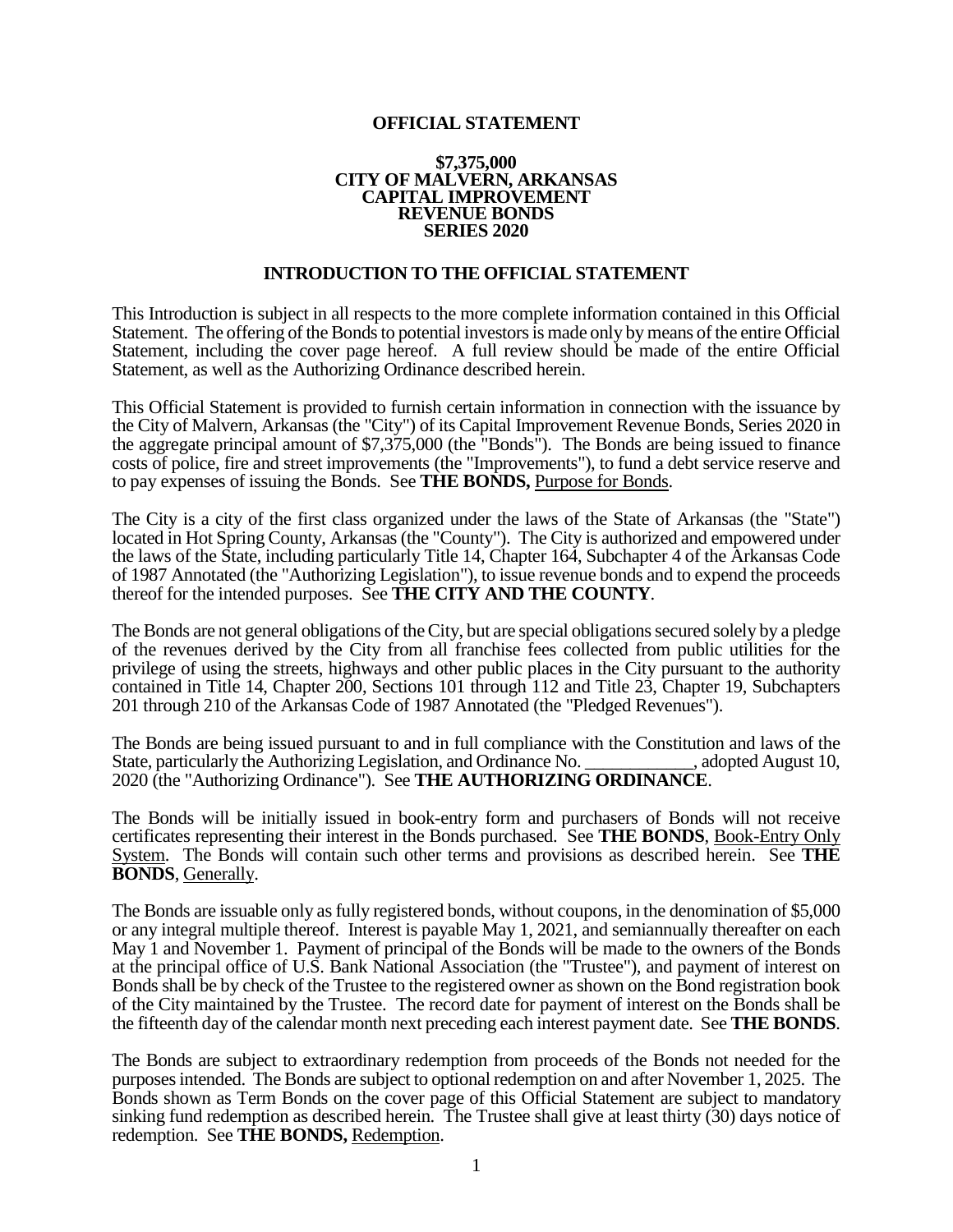# OFFICIAL STATEMENT

**$7,375,000**
**CITY OF MALVERN, ARKANSAS**
**CAPITAL IMPROVEMENT**
**REVENUE BONDS**
**SERIES 2020**

## INTRODUCTION TO THE OFFICIAL STATEMENT

This Introduction is subject in all respects to the more complete information contained in this Official Statement. The offering of the Bonds to potential investors is made only by means of the entire Official Statement, including the cover page hereof. A full review should be made of the entire Official Statement, as well as the Authorizing Ordinance described herein.

This Official Statement is provided to furnish certain information in connection with the issuance by the City of Malvern, Arkansas (the "City") of its Capital Improvement Revenue Bonds, Series 2020 in the aggregate principal amount of $7,375,000 (the "Bonds"). The Bonds are being issued to finance costs of police, fire and street improvements (the "Improvements"), to fund a debt service reserve and to pay expenses of issuing the Bonds. See **THE BONDS,** Purpose for Bonds.

The City is a city of the first class organized under the laws of the State of Arkansas (the "State") located in Hot Spring County, Arkansas (the "County"). The City is authorized and empowered under the laws of the State, including particularly Title 14, Chapter 164, Subchapter 4 of the Arkansas Code of 1987 Annotated (the "Authorizing Legislation"), to issue revenue bonds and to expend the proceeds thereof for the intended purposes. See **THE CITY AND THE COUNTY**.

The Bonds are not general obligations of the City, but are special obligations secured solely by a pledge of the revenues derived by the City from all franchise fees collected from public utilities for the privilege of using the streets, highways and other public places in the City pursuant to the authority contained in Title 14, Chapter 200, Sections 101 through 112 and Title 23, Chapter 19, Subchapters 201 through 210 of the Arkansas Code of 1987 Annotated (the "Pledged Revenues").

The Bonds are being issued pursuant to and in full compliance with the Constitution and laws of the State, particularly the Authorizing Legislation, and Ordinance No. ____________, adopted August 10, 2020 (the "Authorizing Ordinance"). See **THE AUTHORIZING ORDINANCE**.

The Bonds will be initially issued in book-entry form and purchasers of Bonds will not receive certificates representing their interest in the Bonds purchased. See **THE BONDS**, Book-Entry Only System. The Bonds will contain such other terms and provisions as described herein. See **THE BONDS**, Generally.

The Bonds are issuable only as fully registered bonds, without coupons, in the denomination of $5,000 or any integral multiple thereof. Interest is payable May 1, 2021, and semiannually thereafter on each May 1 and November 1. Payment of principal of the Bonds will be made to the owners of the Bonds at the principal office of U.S. Bank National Association (the "Trustee"), and payment of interest on Bonds shall be by check of the Trustee to the registered owner as shown on the Bond registration book of the City maintained by the Trustee. The record date for payment of interest on the Bonds shall be the fifteenth day of the calendar month next preceding each interest payment date. See **THE BONDS**.

The Bonds are subject to extraordinary redemption from proceeds of the Bonds not needed for the purposes intended. The Bonds are subject to optional redemption on and after November 1, 2025. The Bonds shown as Term Bonds on the cover page of this Official Statement are subject to mandatory sinking fund redemption as described herein. The Trustee shall give at least thirty (30) days notice of redemption. See **THE BONDS,** Redemption.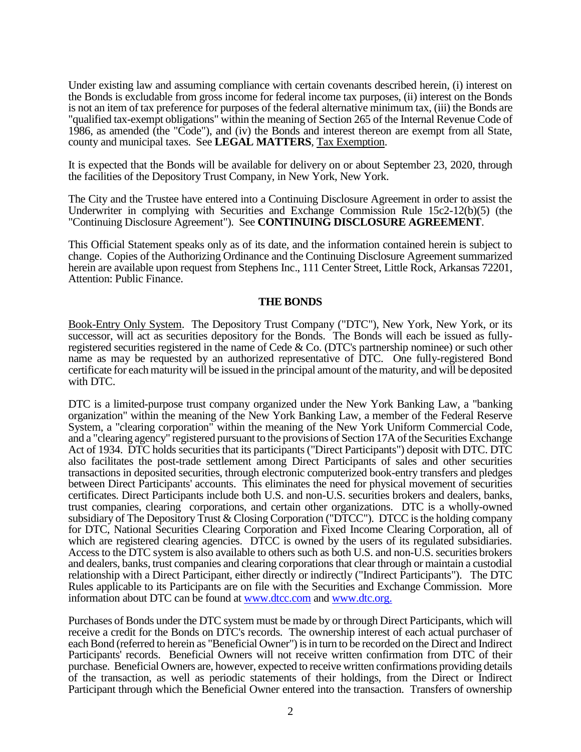Under existing law and assuming compliance with certain covenants described herein, (i) interest on the Bonds is excludable from gross income for federal income tax purposes, (ii) interest on the Bonds is not an item of tax preference for purposes of the federal alternative minimum tax, (iii) the Bonds are "qualified tax-exempt obligations" within the meaning of Section 265 of the Internal Revenue Code of 1986, as amended (the "Code"), and (iv) the Bonds and interest thereon are exempt from all State, county and municipal taxes. See **LEGAL MATTERS**, Tax Exemption.

It is expected that the Bonds will be available for delivery on or about September 23, 2020, through the facilities of the Depository Trust Company, in New York, New York.

The City and the Trustee have entered into a Continuing Disclosure Agreement in order to assist the Underwriter in complying with Securities and Exchange Commission Rule 15c2-12(b)(5) (the "Continuing Disclosure Agreement"). See **CONTINUING DISCLOSURE AGREEMENT**.

This Official Statement speaks only as of its date, and the information contained herein is subject to change. Copies of the Authorizing Ordinance and the Continuing Disclosure Agreement summarized herein are available upon request from Stephens Inc., 111 Center Street, Little Rock, Arkansas 72201, Attention: Public Finance.

## THE BONDS

Book-Entry Only System. The Depository Trust Company ("DTC"), New York, New York, or its successor, will act as securities depository for the Bonds. The Bonds will each be issued as fully-registered securities registered in the name of Cede & Co. (DTC's partnership nominee) or such other name as may be requested by an authorized representative of DTC. One fully-registered Bond certificate for each maturity will be issued in the principal amount of the maturity, and will be deposited with DTC.

DTC is a limited-purpose trust company organized under the New York Banking Law, a "banking organization" within the meaning of the New York Banking Law, a member of the Federal Reserve System, a "clearing corporation" within the meaning of the New York Uniform Commercial Code, and a "clearing agency" registered pursuant to the provisions of Section 17A of the Securities Exchange Act of 1934. DTC holds securities that its participants ("Direct Participants") deposit with DTC. DTC also facilitates the post-trade settlement among Direct Participants of sales and other securities transactions in deposited securities, through electronic computerized book-entry transfers and pledges between Direct Participants' accounts. This eliminates the need for physical movement of securities certificates. Direct Participants include both U.S. and non-U.S. securities brokers and dealers, banks, trust companies, clearing corporations, and certain other organizations. DTC is a wholly-owned subsidiary of The Depository Trust & Closing Corporation ("DTCC"). DTCC is the holding company for DTC, National Securities Clearing Corporation and Fixed Income Clearing Corporation, all of which are registered clearing agencies. DTCC is owned by the users of its regulated subsidiaries. Access to the DTC system is also available to others such as both U.S. and non-U.S. securities brokers and dealers, banks, trust companies and clearing corporations that clear through or maintain a custodial relationship with a Direct Participant, either directly or indirectly ("Indirect Participants"). The DTC Rules applicable to its Participants are on file with the Securities and Exchange Commission. More information about DTC can be found at www.dtcc.com and www.dtc.org.

Purchases of Bonds under the DTC system must be made by or through Direct Participants, which will receive a credit for the Bonds on DTC's records. The ownership interest of each actual purchaser of each Bond (referred to herein as "Beneficial Owner") is in turn to be recorded on the Direct and Indirect Participants' records. Beneficial Owners will not receive written confirmation from DTC of their purchase. Beneficial Owners are, however, expected to receive written confirmations providing details of the transaction, as well as periodic statements of their holdings, from the Direct or Indirect Participant through which the Beneficial Owner entered into the transaction. Transfers of ownership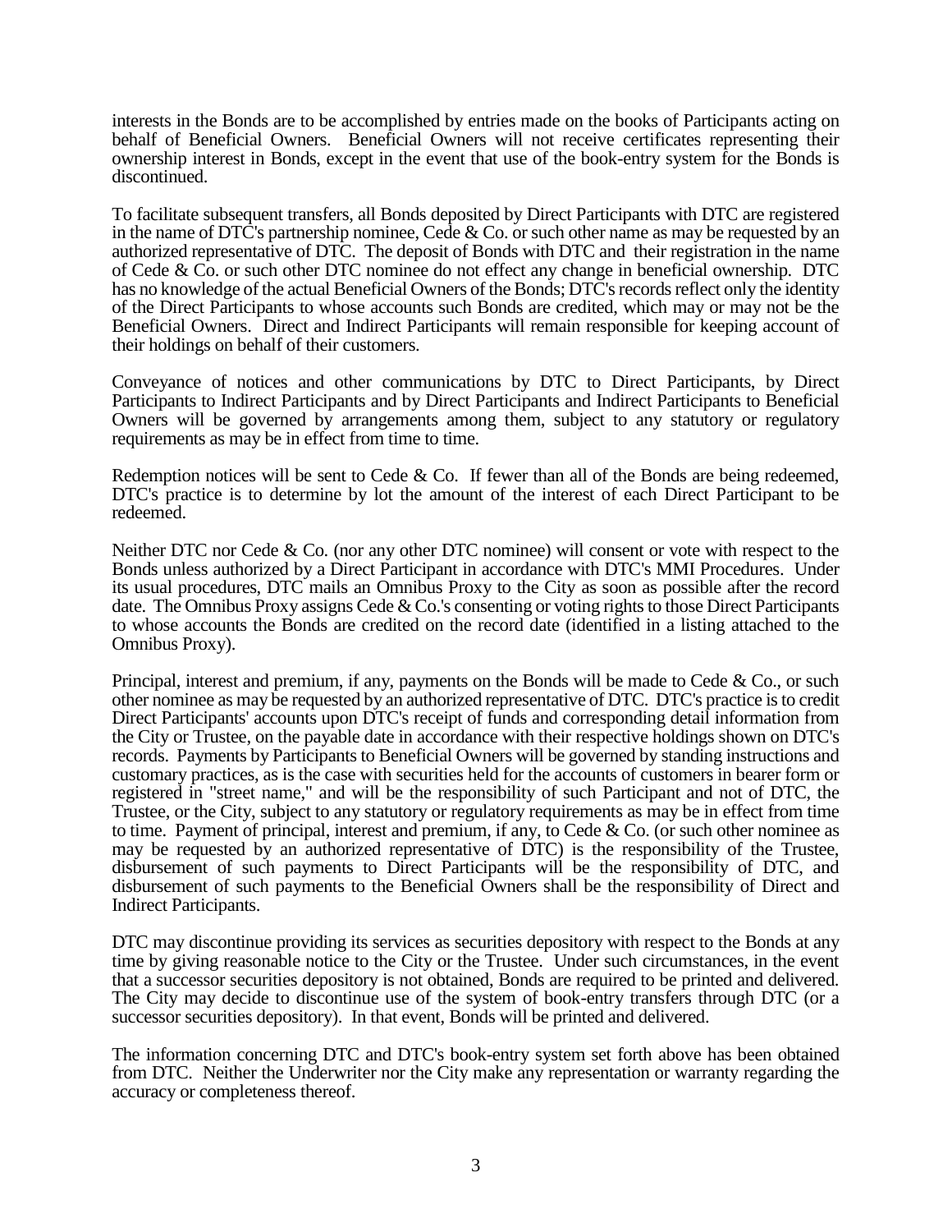interests in the Bonds are to be accomplished by entries made on the books of Participants acting on behalf of Beneficial Owners. Beneficial Owners will not receive certificates representing their ownership interest in Bonds, except in the event that use of the book-entry system for the Bonds is discontinued.

To facilitate subsequent transfers, all Bonds deposited by Direct Participants with DTC are registered in the name of DTC's partnership nominee, Cede & Co. or such other name as may be requested by an authorized representative of DTC. The deposit of Bonds with DTC and their registration in the name of Cede & Co. or such other DTC nominee do not effect any change in beneficial ownership. DTC has no knowledge of the actual Beneficial Owners of the Bonds; DTC's records reflect only the identity of the Direct Participants to whose accounts such Bonds are credited, which may or may not be the Beneficial Owners. Direct and Indirect Participants will remain responsible for keeping account of their holdings on behalf of their customers.

Conveyance of notices and other communications by DTC to Direct Participants, by Direct Participants to Indirect Participants and by Direct Participants and Indirect Participants to Beneficial Owners will be governed by arrangements among them, subject to any statutory or regulatory requirements as may be in effect from time to time.

Redemption notices will be sent to Cede & Co. If fewer than all of the Bonds are being redeemed, DTC's practice is to determine by lot the amount of the interest of each Direct Participant to be redeemed.

Neither DTC nor Cede & Co. (nor any other DTC nominee) will consent or vote with respect to the Bonds unless authorized by a Direct Participant in accordance with DTC's MMI Procedures. Under its usual procedures, DTC mails an Omnibus Proxy to the City as soon as possible after the record date. The Omnibus Proxy assigns Cede & Co.'s consenting or voting rights to those Direct Participants to whose accounts the Bonds are credited on the record date (identified in a listing attached to the Omnibus Proxy).

Principal, interest and premium, if any, payments on the Bonds will be made to Cede & Co., or such other nominee as may be requested by an authorized representative of DTC. DTC's practice is to credit Direct Participants' accounts upon DTC's receipt of funds and corresponding detail information from the City or Trustee, on the payable date in accordance with their respective holdings shown on DTC's records. Payments by Participants to Beneficial Owners will be governed by standing instructions and customary practices, as is the case with securities held for the accounts of customers in bearer form or registered in "street name," and will be the responsibility of such Participant and not of DTC, the Trustee, or the City, subject to any statutory or regulatory requirements as may be in effect from time to time. Payment of principal, interest and premium, if any, to Cede & Co. (or such other nominee as may be requested by an authorized representative of DTC) is the responsibility of the Trustee, disbursement of such payments to Direct Participants will be the responsibility of DTC, and disbursement of such payments to the Beneficial Owners shall be the responsibility of Direct and Indirect Participants.

DTC may discontinue providing its services as securities depository with respect to the Bonds at any time by giving reasonable notice to the City or the Trustee. Under such circumstances, in the event that a successor securities depository is not obtained, Bonds are required to be printed and delivered. The City may decide to discontinue use of the system of book-entry transfers through DTC (or a successor securities depository). In that event, Bonds will be printed and delivered.

The information concerning DTC and DTC's book-entry system set forth above has been obtained from DTC. Neither the Underwriter nor the City make any representation or warranty regarding the accuracy or completeness thereof.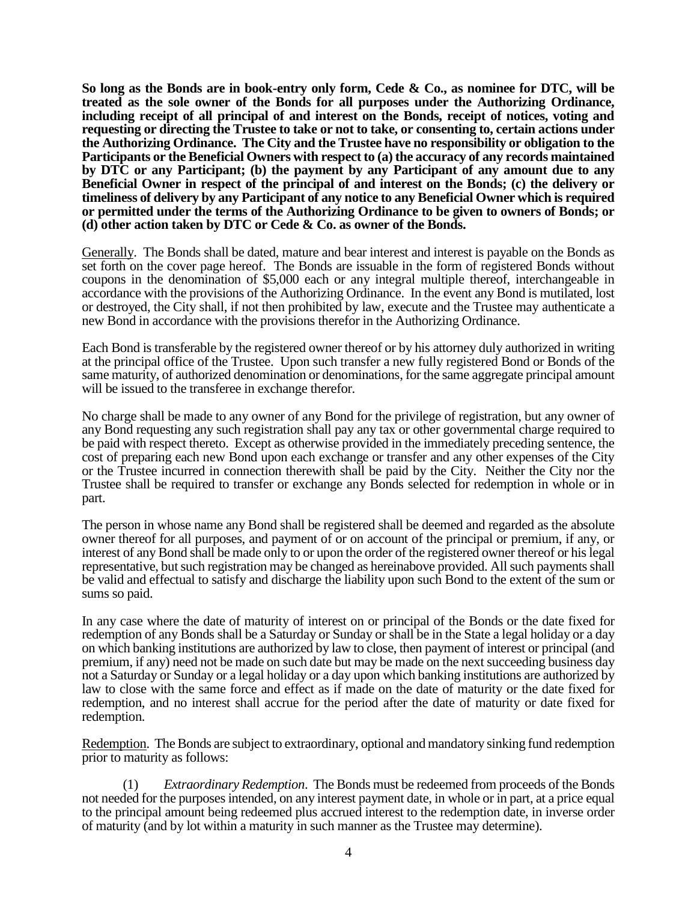**So long as the Bonds are in book-entry only form, Cede & Co., as nominee for DTC, will be treated as the sole owner of the Bonds for all purposes under the Authorizing Ordinance, including receipt of all principal of and interest on the Bonds, receipt of notices, voting and requesting or directing the Trustee to take or not to take, or consenting to, certain actions under the Authorizing Ordinance. The City and the Trustee have no responsibility or obligation to the Participants or the Beneficial Owners with respect to (a) the accuracy of any records maintained by DTC or any Participant; (b) the payment by any Participant of any amount due to any Beneficial Owner in respect of the principal of and interest on the Bonds; (c) the delivery or timeliness of delivery by any Participant of any notice to any Beneficial Owner which is required or permitted under the terms of the Authorizing Ordinance to be given to owners of Bonds; or (d) other action taken by DTC or Cede & Co. as owner of the Bonds.**

Generally. The Bonds shall be dated, mature and bear interest and interest is payable on the Bonds as set forth on the cover page hereof. The Bonds are issuable in the form of registered Bonds without coupons in the denomination of $5,000 each or any integral multiple thereof, interchangeable in accordance with the provisions of the Authorizing Ordinance. In the event any Bond is mutilated, lost or destroyed, the City shall, if not then prohibited by law, execute and the Trustee may authenticate a new Bond in accordance with the provisions therefor in the Authorizing Ordinance.

Each Bond is transferable by the registered owner thereof or by his attorney duly authorized in writing at the principal office of the Trustee. Upon such transfer a new fully registered Bond or Bonds of the same maturity, of authorized denomination or denominations, for the same aggregate principal amount will be issued to the transferee in exchange therefor.

No charge shall be made to any owner of any Bond for the privilege of registration, but any owner of any Bond requesting any such registration shall pay any tax or other governmental charge required to be paid with respect thereto. Except as otherwise provided in the immediately preceding sentence, the cost of preparing each new Bond upon each exchange or transfer and any other expenses of the City or the Trustee incurred in connection therewith shall be paid by the City. Neither the City nor the Trustee shall be required to transfer or exchange any Bonds selected for redemption in whole or in part.

The person in whose name any Bond shall be registered shall be deemed and regarded as the absolute owner thereof for all purposes, and payment of or on account of the principal or premium, if any, or interest of any Bond shall be made only to or upon the order of the registered owner thereof or his legal representative, but such registration may be changed as hereinabove provided. All such payments shall be valid and effectual to satisfy and discharge the liability upon such Bond to the extent of the sum or sums so paid.

In any case where the date of maturity of interest on or principal of the Bonds or the date fixed for redemption of any Bonds shall be a Saturday or Sunday or shall be in the State a legal holiday or a day on which banking institutions are authorized by law to close, then payment of interest or principal (and premium, if any) need not be made on such date but may be made on the next succeeding business day not a Saturday or Sunday or a legal holiday or a day upon which banking institutions are authorized by law to close with the same force and effect as if made on the date of maturity or the date fixed for redemption, and no interest shall accrue for the period after the date of maturity or date fixed for redemption.

Redemption. The Bonds are subject to extraordinary, optional and mandatory sinking fund redemption prior to maturity as follows:

(1) *Extraordinary Redemption*. The Bonds must be redeemed from proceeds of the Bonds not needed for the purposes intended, on any interest payment date, in whole or in part, at a price equal to the principal amount being redeemed plus accrued interest to the redemption date, in inverse order of maturity (and by lot within a maturity in such manner as the Trustee may determine).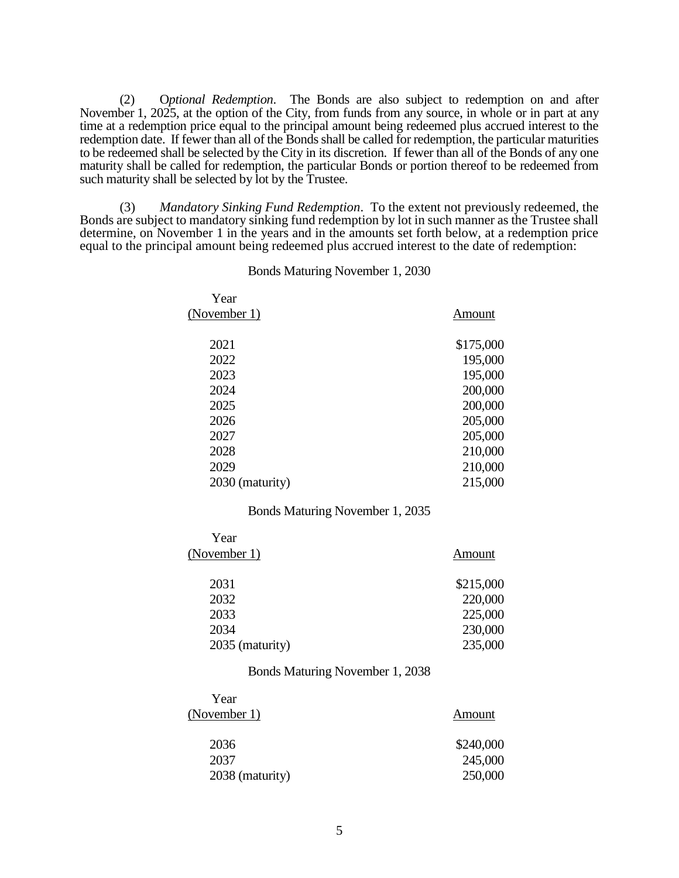(2) *Optional Redemption*. The Bonds are also subject to redemption on and after November 1, 2025, at the option of the City, from funds from any source, in whole or in part at any time at a redemption price equal to the principal amount being redeemed plus accrued interest to the redemption date. If fewer than all of the Bonds shall be called for redemption, the particular maturities to be redeemed shall be selected by the City in its discretion. If fewer than all of the Bonds of any one maturity shall be called for redemption, the particular Bonds or portion thereof to be redeemed from such maturity shall be selected by lot by the Trustee.

(3) *Mandatory Sinking Fund Redemption*. To the extent not previously redeemed, the Bonds are subject to mandatory sinking fund redemption by lot in such manner as the Trustee shall determine, on November 1 in the years and in the amounts set forth below, at a redemption price equal to the principal amount being redeemed plus accrued interest to the date of redemption:

Bonds Maturing November 1, 2030

| Year (November 1) | Amount |
|---|---|
| 2021 | $175,000 |
| 2022 | 195,000 |
| 2023 | 195,000 |
| 2024 | 200,000 |
| 2025 | 200,000 |
| 2026 | 205,000 |
| 2027 | 205,000 |
| 2028 | 210,000 |
| 2029 | 210,000 |
| 2030 (maturity) | 215,000 |

Bonds Maturing November 1, 2035

| Year (November 1) | Amount |
|---|---|
| 2031 | $215,000 |
| 2032 | 220,000 |
| 2033 | 225,000 |
| 2034 | 230,000 |
| 2035 (maturity) | 235,000 |

Bonds Maturing November 1, 2038

| Year (November 1) | Amount |
|---|---|
| 2036 | $240,000 |
| 2037 | 245,000 |
| 2038 (maturity) | 250,000 |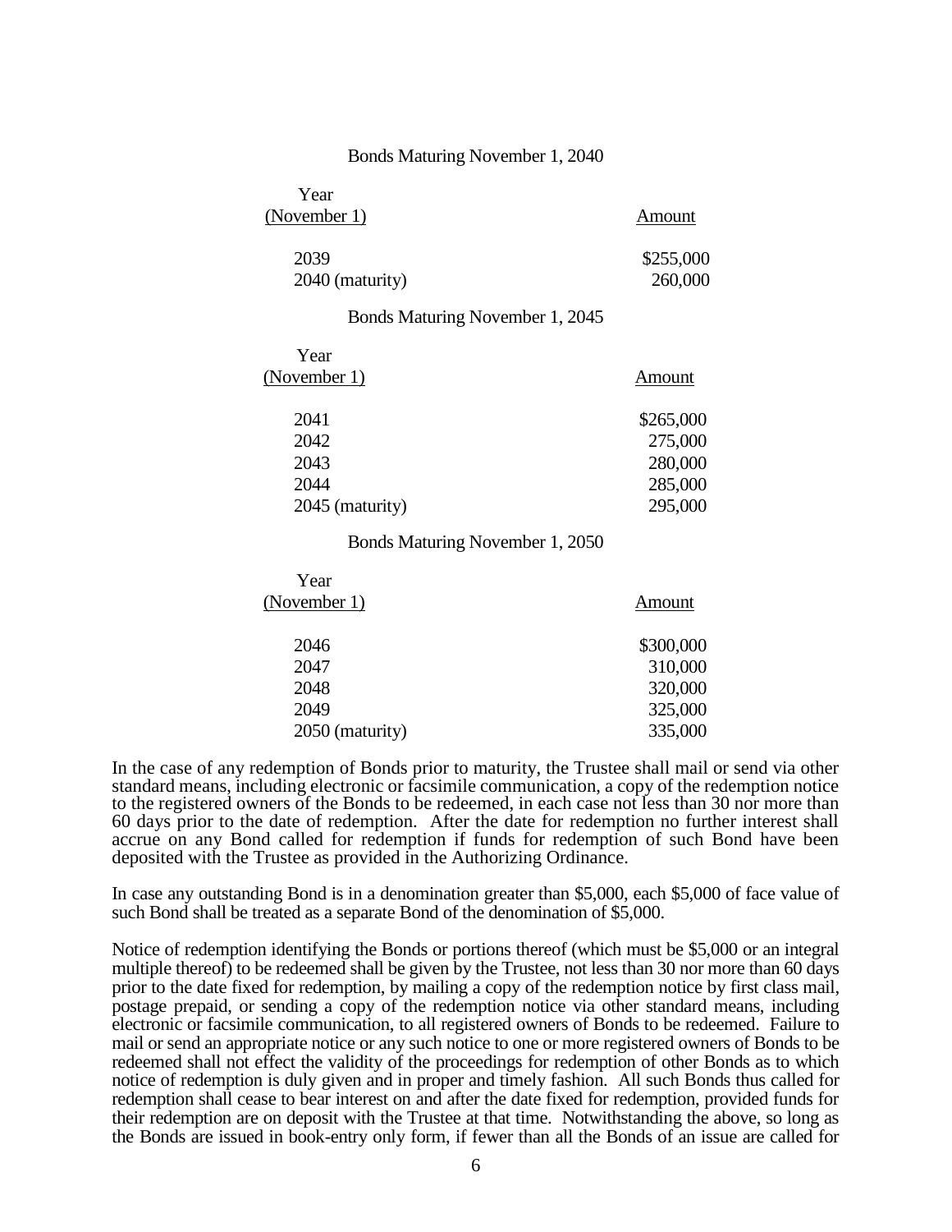Bonds Maturing November 1, 2040

| Year (November 1) | Amount |
|---|---|
| 2039 | $255,000 |
| 2040 (maturity) | 260,000 |

Bonds Maturing November 1, 2045

| Year (November 1) | Amount |
|---|---|
| 2041 | $265,000 |
| 2042 | 275,000 |
| 2043 | 280,000 |
| 2044 | 285,000 |
| 2045 (maturity) | 295,000 |

Bonds Maturing November 1, 2050

| Year (November 1) | Amount |
|---|---|
| 2046 | $300,000 |
| 2047 | 310,000 |
| 2048 | 320,000 |
| 2049 | 325,000 |
| 2050 (maturity) | 335,000 |

In the case of any redemption of Bonds prior to maturity, the Trustee shall mail or send via other standard means, including electronic or facsimile communication, a copy of the redemption notice to the registered owners of the Bonds to be redeemed, in each case not less than 30 nor more than 60 days prior to the date of redemption. After the date for redemption no further interest shall accrue on any Bond called for redemption if funds for redemption of such Bond have been deposited with the Trustee as provided in the Authorizing Ordinance.

In case any outstanding Bond is in a denomination greater than $5,000, each $5,000 of face value of such Bond shall be treated as a separate Bond of the denomination of $5,000.

Notice of redemption identifying the Bonds or portions thereof (which must be $5,000 or an integral multiple thereof) to be redeemed shall be given by the Trustee, not less than 30 nor more than 60 days prior to the date fixed for redemption, by mailing a copy of the redemption notice by first class mail, postage prepaid, or sending a copy of the redemption notice via other standard means, including electronic or facsimile communication, to all registered owners of Bonds to be redeemed. Failure to mail or send an appropriate notice or any such notice to one or more registered owners of Bonds to be redeemed shall not effect the validity of the proceedings for redemption of other Bonds as to which notice of redemption is duly given and in proper and timely fashion. All such Bonds thus called for redemption shall cease to bear interest on and after the date fixed for redemption, provided funds for their redemption are on deposit with the Trustee at that time. Notwithstanding the above, so long as the Bonds are issued in book-entry only form, if fewer than all the Bonds of an issue are called for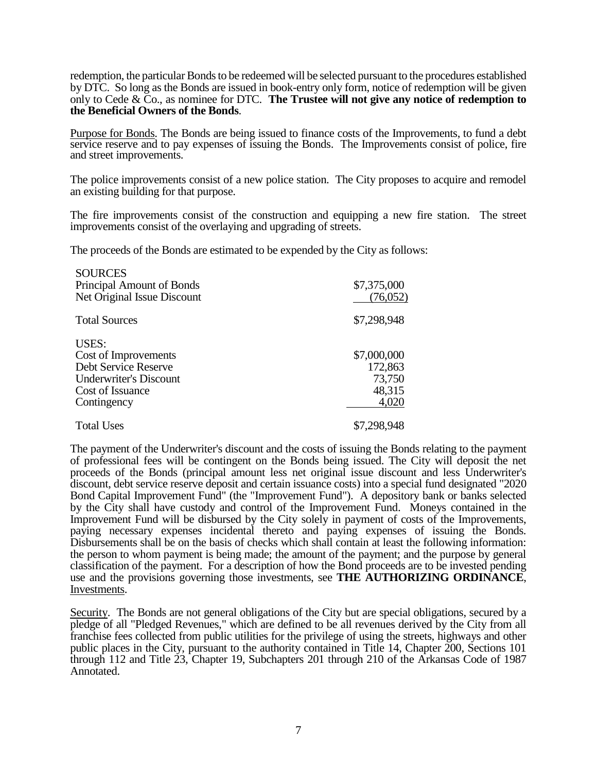redemption, the particular Bonds to be redeemed will be selected pursuant to the procedures established by DTC. So long as the Bonds are issued in book-entry only form, notice of redemption will be given only to Cede & Co., as nominee for DTC. **The Trustee will not give any notice of redemption to the Beneficial Owners of the Bonds**.

Purpose for Bonds. The Bonds are being issued to finance costs of the Improvements, to fund a debt service reserve and to pay expenses of issuing the Bonds. The Improvements consist of police, fire and street improvements.

The police improvements consist of a new police station. The City proposes to acquire and remodel an existing building for that purpose.

The fire improvements consist of the construction and equipping a new fire station. The street improvements consist of the overlaying and upgrading of streets.

The proceeds of the Bonds are estimated to be expended by the City as follows:

| | |
|---|---|
| SOURCES | |
| Principal Amount of Bonds | $7,375,000 |
| Net Original Issue Discount | (76,052) |
| Total Sources | $7,298,948 |
| USES: | |
| Cost of Improvements | $7,000,000 |
| Debt Service Reserve | 172,863 |
| Underwriter's Discount | 73,750 |
| Cost of Issuance | 48,315 |
| Contingency | 4,020 |
| Total Uses | $7,298,948 |

The payment of the Underwriter's discount and the costs of issuing the Bonds relating to the payment of professional fees will be contingent on the Bonds being issued. The City will deposit the net proceeds of the Bonds (principal amount less net original issue discount and less Underwriter's discount, debt service reserve deposit and certain issuance costs) into a special fund designated "2020 Bond Capital Improvement Fund" (the "Improvement Fund"). A depository bank or banks selected by the City shall have custody and control of the Improvement Fund. Moneys contained in the Improvement Fund will be disbursed by the City solely in payment of costs of the Improvements, paying necessary expenses incidental thereto and paying expenses of issuing the Bonds. Disbursements shall be on the basis of checks which shall contain at least the following information: the person to whom payment is being made; the amount of the payment; and the purpose by general classification of the payment. For a description of how the Bond proceeds are to be invested pending use and the provisions governing those investments, see **THE AUTHORIZING ORDINANCE**, Investments.

Security. The Bonds are not general obligations of the City but are special obligations, secured by a pledge of all "Pledged Revenues," which are defined to be all revenues derived by the City from all franchise fees collected from public utilities for the privilege of using the streets, highways and other public places in the City, pursuant to the authority contained in Title 14, Chapter 200, Sections 101 through 112 and Title 23, Chapter 19, Subchapters 201 through 210 of the Arkansas Code of 1987 Annotated.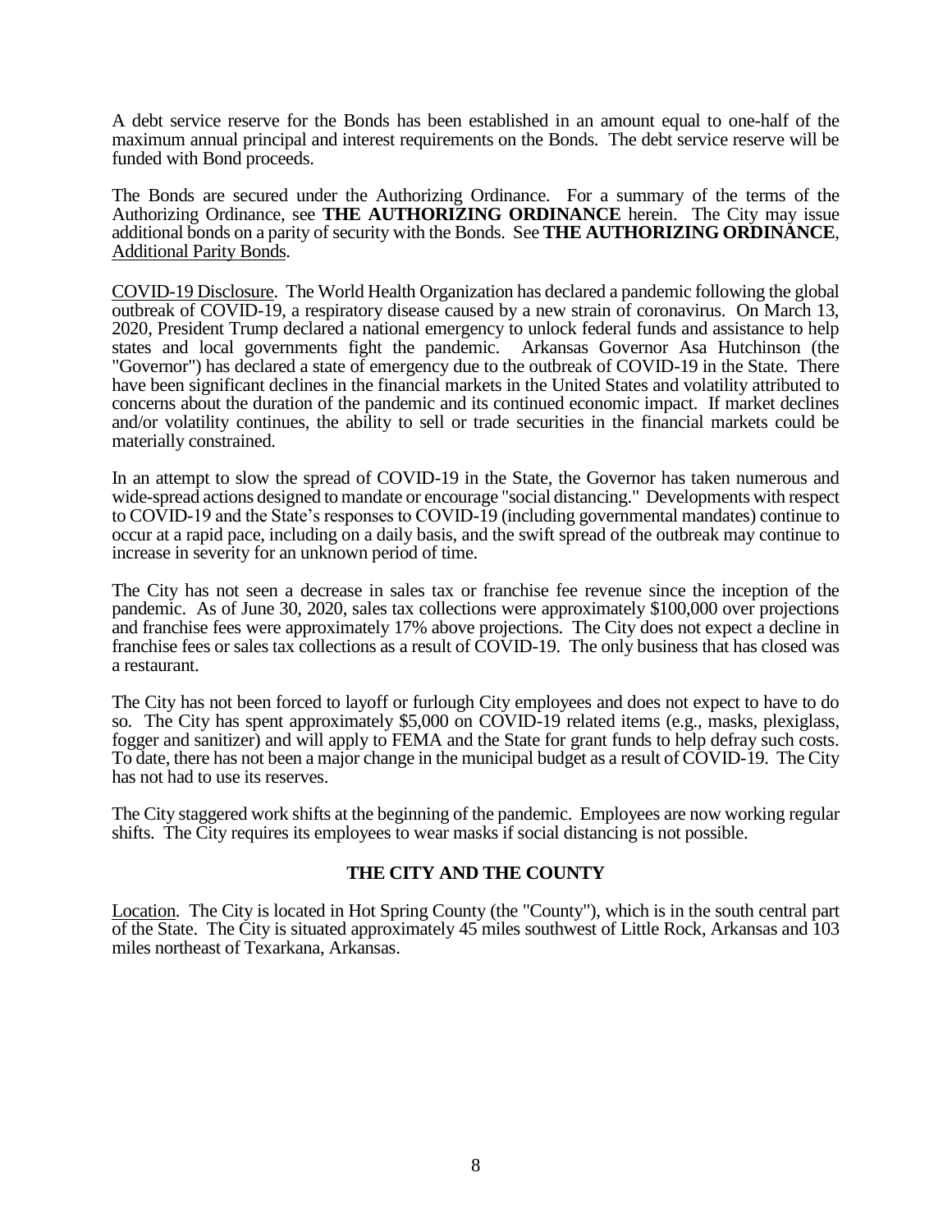A debt service reserve for the Bonds has been established in an amount equal to one-half of the maximum annual principal and interest requirements on the Bonds. The debt service reserve will be funded with Bond proceeds.

The Bonds are secured under the Authorizing Ordinance. For a summary of the terms of the Authorizing Ordinance, see **THE AUTHORIZING ORDINANCE** herein. The City may issue additional bonds on a parity of security with the Bonds. See **THE AUTHORIZING ORDINANCE**, Additional Parity Bonds.

COVID-19 Disclosure. The World Health Organization has declared a pandemic following the global outbreak of COVID-19, a respiratory disease caused by a new strain of coronavirus. On March 13, 2020, President Trump declared a national emergency to unlock federal funds and assistance to help states and local governments fight the pandemic. Arkansas Governor Asa Hutchinson (the "Governor") has declared a state of emergency due to the outbreak of COVID-19 in the State. There have been significant declines in the financial markets in the United States and volatility attributed to concerns about the duration of the pandemic and its continued economic impact. If market declines and/or volatility continues, the ability to sell or trade securities in the financial markets could be materially constrained.

In an attempt to slow the spread of COVID-19 in the State, the Governor has taken numerous and wide-spread actions designed to mandate or encourage "social distancing." Developments with respect to COVID-19 and the State's responses to COVID-19 (including governmental mandates) continue to occur at a rapid pace, including on a daily basis, and the swift spread of the outbreak may continue to increase in severity for an unknown period of time.

The City has not seen a decrease in sales tax or franchise fee revenue since the inception of the pandemic. As of June 30, 2020, sales tax collections were approximately $100,000 over projections and franchise fees were approximately 17% above projections. The City does not expect a decline in franchise fees or sales tax collections as a result of COVID-19. The only business that has closed was a restaurant.

The City has not been forced to layoff or furlough City employees and does not expect to have to do so. The City has spent approximately $5,000 on COVID-19 related items (e.g., masks, plexiglass, fogger and sanitizer) and will apply to FEMA and the State for grant funds to help defray such costs. To date, there has not been a major change in the municipal budget as a result of COVID-19. The City has not had to use its reserves.

The City staggered work shifts at the beginning of the pandemic. Employees are now working regular shifts. The City requires its employees to wear masks if social distancing is not possible.

## THE CITY AND THE COUNTY

Location. The City is located in Hot Spring County (the "County"), which is in the south central part of the State. The City is situated approximately 45 miles southwest of Little Rock, Arkansas and 103 miles northeast of Texarkana, Arkansas.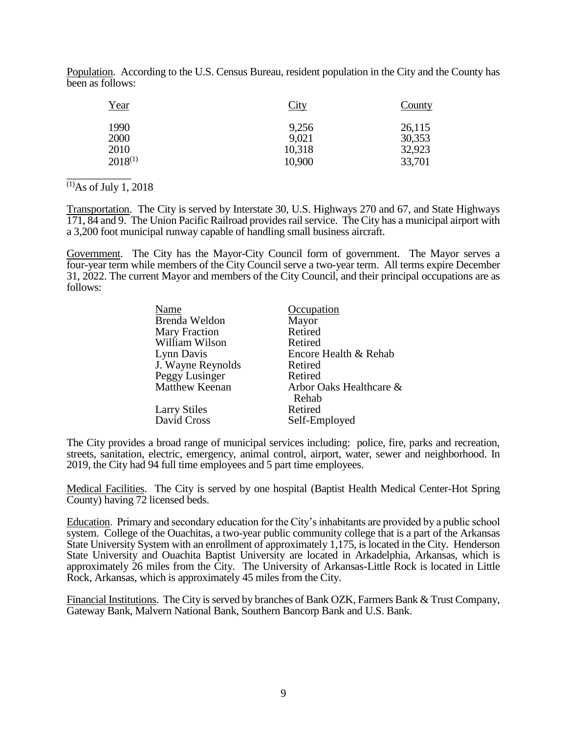Population. According to the U.S. Census Bureau, resident population in the City and the County has been as follows:

| Year | City | County |
|---|---|---|
| 1990 | 9,256 | 26,115 |
| 2000 | 9,021 | 30,353 |
| 2010 | 10,318 | 32,923 |
| 2018[(1)] | 10,900 | 33,701 |

[(1)]As of July 1, 2018

Transportation. The City is served by Interstate 30, U.S. Highways 270 and 67, and State Highways 171, 84 and 9. The Union Pacific Railroad provides rail service. The City has a municipal airport with a 3,200 foot municipal runway capable of handling small business aircraft.

Government. The City has the Mayor-City Council form of government. The Mayor serves a four-year term while members of the City Council serve a two-year term. All terms expire December 31, 2022. The current Mayor and members of the City Council, and their principal occupations are as follows:

| Name | Occupation |
|---|---|
| Brenda Weldon | Mayor |
| Mary Fraction | Retired |
| William Wilson | Retired |
| Lynn Davis | Encore Health & Rehab |
| J. Wayne Reynolds | Retired |
| Peggy Lusinger | Retired |
| Matthew Keenan | Arbor Oaks Healthcare & Rehab |
| Larry Stiles | Retired |
| David Cross | Self-Employed |

The City provides a broad range of municipal services including: police, fire, parks and recreation, streets, sanitation, electric, emergency, animal control, airport, water, sewer and neighborhood. In 2019, the City had 94 full time employees and 5 part time employees.

Medical Facilities. The City is served by one hospital (Baptist Health Medical Center-Hot Spring County) having 72 licensed beds.

Education. Primary and secondary education for the City's inhabitants are provided by a public school system. College of the Ouachitas, a two-year public community college that is a part of the Arkansas State University System with an enrollment of approximately 1,175, is located in the City. Henderson State University and Ouachita Baptist University are located in Arkadelphia, Arkansas, which is approximately 26 miles from the City. The University of Arkansas-Little Rock is located in Little Rock, Arkansas, which is approximately 45 miles from the City.

Financial Institutions. The City is served by branches of Bank OZK, Farmers Bank & Trust Company, Gateway Bank, Malvern National Bank, Southern Bancorp Bank and U.S. Bank.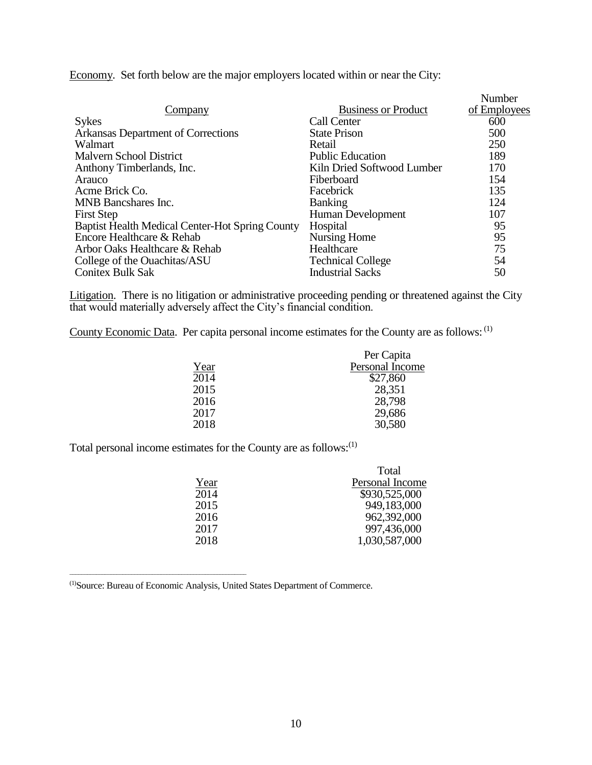Economy. Set forth below are the major employers located within or near the City:

| Company | Business or Product | Number of Employees |
|---|---|---|
| Sykes | Call Center | 600 |
| Arkansas Department of Corrections | State Prison | 500 |
| Walmart | Retail | 250 |
| Malvern School District | Public Education | 189 |
| Anthony Timberlands, Inc. | Kiln Dried Softwood Lumber | 170 |
| Arauco | Fiberboard | 154 |
| Acme Brick Co. | Facebrick | 135 |
| MNB Bancshares Inc. | Banking | 124 |
| First Step | Human Development | 107 |
| Baptist Health Medical Center-Hot Spring County | Hospital | 95 |
| Encore Healthcare & Rehab | Nursing Home | 95 |
| Arbor Oaks Healthcare & Rehab | Healthcare | 75 |
| College of the Ouachitas/ASU | Technical College | 54 |
| Conitex Bulk Sak | Industrial Sacks | 50 |

Litigation. There is no litigation or administrative proceeding pending or threatened against the City that would materially adversely affect the City's financial condition.

County Economic Data. Per capita personal income estimates for the County are as follows: [(1)]

| Year | Per Capita Personal Income |
|---|---|
| 2014 | $27,860 |
| 2015 | 28,351 |
| 2016 | 28,798 |
| 2017 | 29,686 |
| 2018 | 30,580 |

Total personal income estimates for the County are as follows:[(1)]

| Year | Total Personal Income |
|---|---|
| 2014 | $930,525,000 |
| 2015 | 949,183,000 |
| 2016 | 962,392,000 |
| 2017 | 997,436,000 |
| 2018 | 1,030,587,000 |

---

[(1)]Source: Bureau of Economic Analysis, United States Department of Commerce.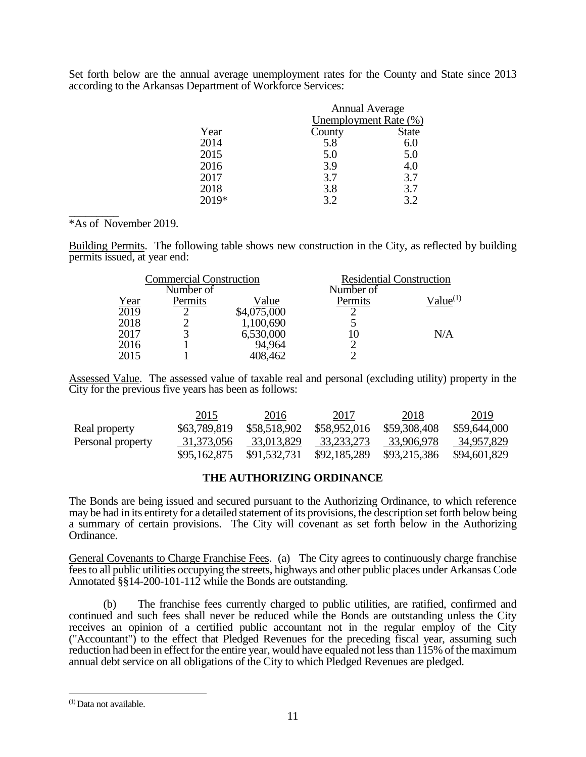Set forth below are the annual average unemployment rates for the County and State since 2013 according to the Arkansas Department of Workforce Services:

| | Annual Average Unemployment Rate (%) | |
|---|---|---|
| Year | County | State |
| 2014 | 5.8 | 6.0 |
| 2015 | 5.0 | 5.0 |
| 2016 | 3.9 | 4.0 |
| 2017 | 3.7 | 3.7 |
| 2018 | 3.8 | 3.7 |
| 2019* | 3.2 | 3.2 |

*As of November 2019.

Building Permits. The following table shows new construction in the City, as reflected by building permits issued, at year end:

| | Commercial Construction | | Residential Construction | |
|---|---|---|---|---|
| Year | Number of Permits | Value | Number of Permits | Value[(1)] |
| 2019 | 2 | $4,075,000 | 2 | |
| 2018 | 2 | 1,100,690 | 5 | |
| 2017 | 3 | 6,530,000 | 10 | N/A |
| 2016 | 1 | 94,964 | 2 | |
| 2015 | 1 | 408,462 | 2 | |

Assessed Value. The assessed value of taxable real and personal (excluding utility) property in the City for the previous five years has been as follows:

| | 2015 | 2016 | 2017 | 2018 | 2019 |
|---|---|---|---|---|---|
| Real property | $63,789,819 | $58,518,902 | $58,952,016 | $59,308,408 | $59,644,000 |
| Personal property | 31,373,056 | 33,013,829 | 33,233,273 | 33,906,978 | 34,957,829 |
| | $95,162,875 | $91,532,731 | $92,185,289 | $93,215,386 | $94,601,829 |

## THE AUTHORIZING ORDINANCE

The Bonds are being issued and secured pursuant to the Authorizing Ordinance, to which reference may be had in its entirety for a detailed statement of its provisions, the description set forth below being a summary of certain provisions. The City will covenant as set forth below in the Authorizing Ordinance.

General Covenants to Charge Franchise Fees. (a) The City agrees to continuously charge franchise fees to all public utilities occupying the streets, highways and other public places under Arkansas Code Annotated §§14-200-101-112 while the Bonds are outstanding.

(b) The franchise fees currently charged to public utilities, are ratified, confirmed and continued and such fees shall never be reduced while the Bonds are outstanding unless the City receives an opinion of a certified public accountant not in the regular employ of the City ("Accountant") to the effect that Pledged Revenues for the preceding fiscal year, assuming such reduction had been in effect for the entire year, would have equaled not less than 115% of the maximum annual debt service on all obligations of the City to which Pledged Revenues are pledged.

(1) Data not available.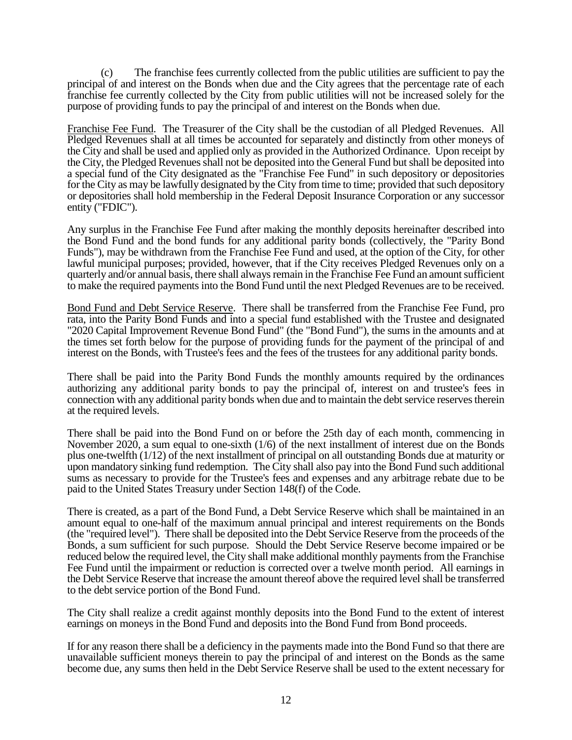(c) The franchise fees currently collected from the public utilities are sufficient to pay the principal of and interest on the Bonds when due and the City agrees that the percentage rate of each franchise fee currently collected by the City from public utilities will not be increased solely for the purpose of providing funds to pay the principal of and interest on the Bonds when due.

<u>Franchise Fee Fund</u>. The Treasurer of the City shall be the custodian of all Pledged Revenues. All Pledged Revenues shall at all times be accounted for separately and distinctly from other moneys of the City and shall be used and applied only as provided in the Authorized Ordinance. Upon receipt by the City, the Pledged Revenues shall not be deposited into the General Fund but shall be deposited into a special fund of the City designated as the "Franchise Fee Fund" in such depository or depositories for the City as may be lawfully designated by the City from time to time; provided that such depository or depositories shall hold membership in the Federal Deposit Insurance Corporation or any successor entity ("FDIC").

Any surplus in the Franchise Fee Fund after making the monthly deposits hereinafter described into the Bond Fund and the bond funds for any additional parity bonds (collectively, the "Parity Bond Funds"), may be withdrawn from the Franchise Fee Fund and used, at the option of the City, for other lawful municipal purposes; provided, however, that if the City receives Pledged Revenues only on a quarterly and/or annual basis, there shall always remain in the Franchise Fee Fund an amount sufficient to make the required payments into the Bond Fund until the next Pledged Revenues are to be received.

<u>Bond Fund and Debt Service Reserve</u>. There shall be transferred from the Franchise Fee Fund, pro rata, into the Parity Bond Funds and into a special fund established with the Trustee and designated "2020 Capital Improvement Revenue Bond Fund" (the "Bond Fund"), the sums in the amounts and at the times set forth below for the purpose of providing funds for the payment of the principal of and interest on the Bonds, with Trustee's fees and the fees of the trustees for any additional parity bonds.

There shall be paid into the Parity Bond Funds the monthly amounts required by the ordinances authorizing any additional parity bonds to pay the principal of, interest on and trustee's fees in connection with any additional parity bonds when due and to maintain the debt service reserves therein at the required levels.

There shall be paid into the Bond Fund on or before the 25th day of each month, commencing in November 2020, a sum equal to one-sixth (1/6) of the next installment of interest due on the Bonds plus one-twelfth (1/12) of the next installment of principal on all outstanding Bonds due at maturity or upon mandatory sinking fund redemption. The City shall also pay into the Bond Fund such additional sums as necessary to provide for the Trustee's fees and expenses and any arbitrage rebate due to be paid to the United States Treasury under Section 148(f) of the Code.

There is created, as a part of the Bond Fund, a Debt Service Reserve which shall be maintained in an amount equal to one-half of the maximum annual principal and interest requirements on the Bonds (the "required level"). There shall be deposited into the Debt Service Reserve from the proceeds of the Bonds, a sum sufficient for such purpose. Should the Debt Service Reserve become impaired or be reduced below the required level, the City shall make additional monthly payments from the Franchise Fee Fund until the impairment or reduction is corrected over a twelve month period. All earnings in the Debt Service Reserve that increase the amount thereof above the required level shall be transferred to the debt service portion of the Bond Fund.

The City shall realize a credit against monthly deposits into the Bond Fund to the extent of interest earnings on moneys in the Bond Fund and deposits into the Bond Fund from Bond proceeds.

If for any reason there shall be a deficiency in the payments made into the Bond Fund so that there are unavailable sufficient moneys therein to pay the principal of and interest on the Bonds as the same become due, any sums then held in the Debt Service Reserve shall be used to the extent necessary for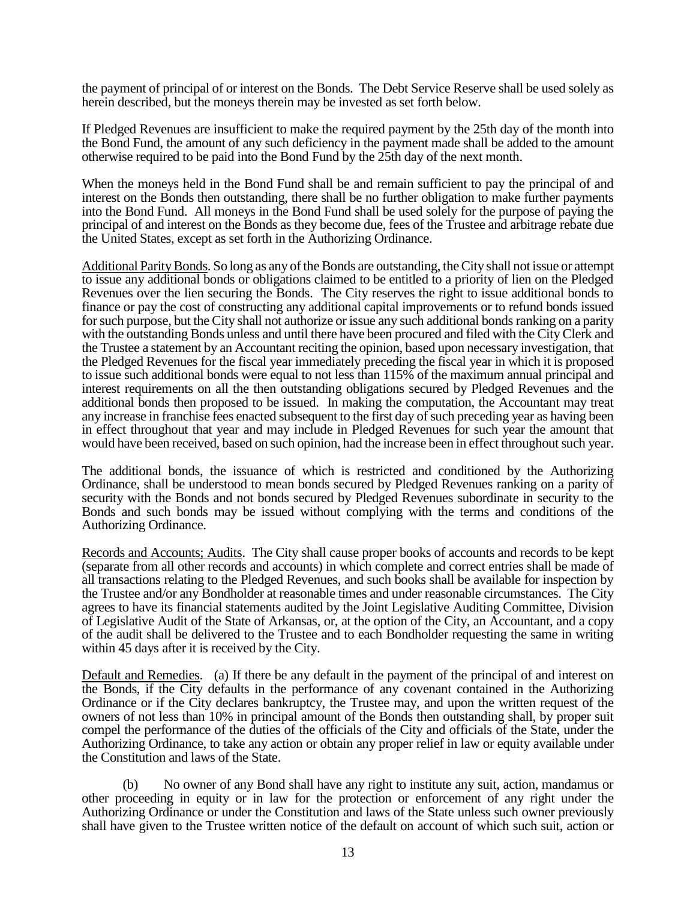the payment of principal of or interest on the Bonds. The Debt Service Reserve shall be used solely as herein described, but the moneys therein may be invested as set forth below.

If Pledged Revenues are insufficient to make the required payment by the 25th day of the month into the Bond Fund, the amount of any such deficiency in the payment made shall be added to the amount otherwise required to be paid into the Bond Fund by the 25th day of the next month.

When the moneys held in the Bond Fund shall be and remain sufficient to pay the principal of and interest on the Bonds then outstanding, there shall be no further obligation to make further payments into the Bond Fund. All moneys in the Bond Fund shall be used solely for the purpose of paying the principal of and interest on the Bonds as they become due, fees of the Trustee and arbitrage rebate due the United States, except as set forth in the Authorizing Ordinance.

Additional Parity Bonds. So long as any of the Bonds are outstanding, the City shall not issue or attempt to issue any additional bonds or obligations claimed to be entitled to a priority of lien on the Pledged Revenues over the lien securing the Bonds. The City reserves the right to issue additional bonds to finance or pay the cost of constructing any additional capital improvements or to refund bonds issued for such purpose, but the City shall not authorize or issue any such additional bonds ranking on a parity with the outstanding Bonds unless and until there have been procured and filed with the City Clerk and the Trustee a statement by an Accountant reciting the opinion, based upon necessary investigation, that the Pledged Revenues for the fiscal year immediately preceding the fiscal year in which it is proposed to issue such additional bonds were equal to not less than 115% of the maximum annual principal and interest requirements on all the then outstanding obligations secured by Pledged Revenues and the additional bonds then proposed to be issued. In making the computation, the Accountant may treat any increase in franchise fees enacted subsequent to the first day of such preceding year as having been in effect throughout that year and may include in Pledged Revenues for such year the amount that would have been received, based on such opinion, had the increase been in effect throughout such year.

The additional bonds, the issuance of which is restricted and conditioned by the Authorizing Ordinance, shall be understood to mean bonds secured by Pledged Revenues ranking on a parity of security with the Bonds and not bonds secured by Pledged Revenues subordinate in security to the Bonds and such bonds may be issued without complying with the terms and conditions of the Authorizing Ordinance.

Records and Accounts; Audits. The City shall cause proper books of accounts and records to be kept (separate from all other records and accounts) in which complete and correct entries shall be made of all transactions relating to the Pledged Revenues, and such books shall be available for inspection by the Trustee and/or any Bondholder at reasonable times and under reasonable circumstances. The City agrees to have its financial statements audited by the Joint Legislative Auditing Committee, Division of Legislative Audit of the State of Arkansas, or, at the option of the City, an Accountant, and a copy of the audit shall be delivered to the Trustee and to each Bondholder requesting the same in writing within 45 days after it is received by the City.

Default and Remedies. (a) If there be any default in the payment of the principal of and interest on the Bonds, if the City defaults in the performance of any covenant contained in the Authorizing Ordinance or if the City declares bankruptcy, the Trustee may, and upon the written request of the owners of not less than 10% in principal amount of the Bonds then outstanding shall, by proper suit compel the performance of the duties of the officials of the City and officials of the State, under the Authorizing Ordinance, to take any action or obtain any proper relief in law or equity available under the Constitution and laws of the State.

(b) No owner of any Bond shall have any right to institute any suit, action, mandamus or other proceeding in equity or in law for the protection or enforcement of any right under the Authorizing Ordinance or under the Constitution and laws of the State unless such owner previously shall have given to the Trustee written notice of the default on account of which such suit, action or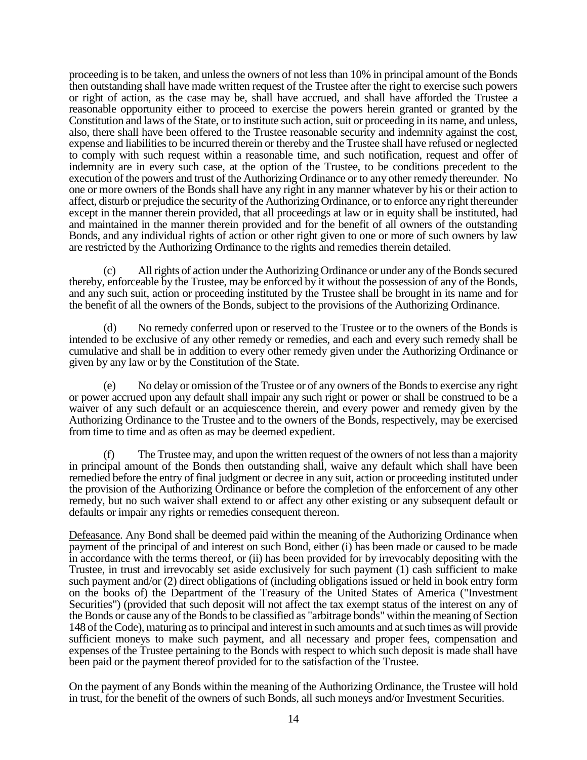proceeding is to be taken, and unless the owners of not less than 10% in principal amount of the Bonds then outstanding shall have made written request of the Trustee after the right to exercise such powers or right of action, as the case may be, shall have accrued, and shall have afforded the Trustee a reasonable opportunity either to proceed to exercise the powers herein granted or granted by the Constitution and laws of the State, or to institute such action, suit or proceeding in its name, and unless, also, there shall have been offered to the Trustee reasonable security and indemnity against the cost, expense and liabilities to be incurred therein or thereby and the Trustee shall have refused or neglected to comply with such request within a reasonable time, and such notification, request and offer of indemnity are in every such case, at the option of the Trustee, to be conditions precedent to the execution of the powers and trust of the Authorizing Ordinance or to any other remedy thereunder. No one or more owners of the Bonds shall have any right in any manner whatever by his or their action to affect, disturb or prejudice the security of the Authorizing Ordinance, or to enforce any right thereunder except in the manner therein provided, that all proceedings at law or in equity shall be instituted, had and maintained in the manner therein provided and for the benefit of all owners of the outstanding Bonds, and any individual rights of action or other right given to one or more of such owners by law are restricted by the Authorizing Ordinance to the rights and remedies therein detailed.

(c) All rights of action under the Authorizing Ordinance or under any of the Bonds secured thereby, enforceable by the Trustee, may be enforced by it without the possession of any of the Bonds, and any such suit, action or proceeding instituted by the Trustee shall be brought in its name and for the benefit of all the owners of the Bonds, subject to the provisions of the Authorizing Ordinance.

(d) No remedy conferred upon or reserved to the Trustee or to the owners of the Bonds is intended to be exclusive of any other remedy or remedies, and each and every such remedy shall be cumulative and shall be in addition to every other remedy given under the Authorizing Ordinance or given by any law or by the Constitution of the State.

(e) No delay or omission of the Trustee or of any owners of the Bonds to exercise any right or power accrued upon any default shall impair any such right or power or shall be construed to be a waiver of any such default or an acquiescence therein, and every power and remedy given by the Authorizing Ordinance to the Trustee and to the owners of the Bonds, respectively, may be exercised from time to time and as often as may be deemed expedient.

(f) The Trustee may, and upon the written request of the owners of not less than a majority in principal amount of the Bonds then outstanding shall, waive any default which shall have been remedied before the entry of final judgment or decree in any suit, action or proceeding instituted under the provision of the Authorizing Ordinance or before the completion of the enforcement of any other remedy, but no such waiver shall extend to or affect any other existing or any subsequent default or defaults or impair any rights or remedies consequent thereon.

Defeasance. Any Bond shall be deemed paid within the meaning of the Authorizing Ordinance when payment of the principal of and interest on such Bond, either (i) has been made or caused to be made in accordance with the terms thereof, or (ii) has been provided for by irrevocably depositing with the Trustee, in trust and irrevocably set aside exclusively for such payment (1) cash sufficient to make such payment and/or (2) direct obligations of (including obligations issued or held in book entry form on the books of) the Department of the Treasury of the United States of America ("Investment Securities") (provided that such deposit will not affect the tax exempt status of the interest on any of the Bonds or cause any of the Bonds to be classified as "arbitrage bonds" within the meaning of Section 148 of the Code), maturing as to principal and interest in such amounts and at such times as will provide sufficient moneys to make such payment, and all necessary and proper fees, compensation and expenses of the Trustee pertaining to the Bonds with respect to which such deposit is made shall have been paid or the payment thereof provided for to the satisfaction of the Trustee.

On the payment of any Bonds within the meaning of the Authorizing Ordinance, the Trustee will hold in trust, for the benefit of the owners of such Bonds, all such moneys and/or Investment Securities.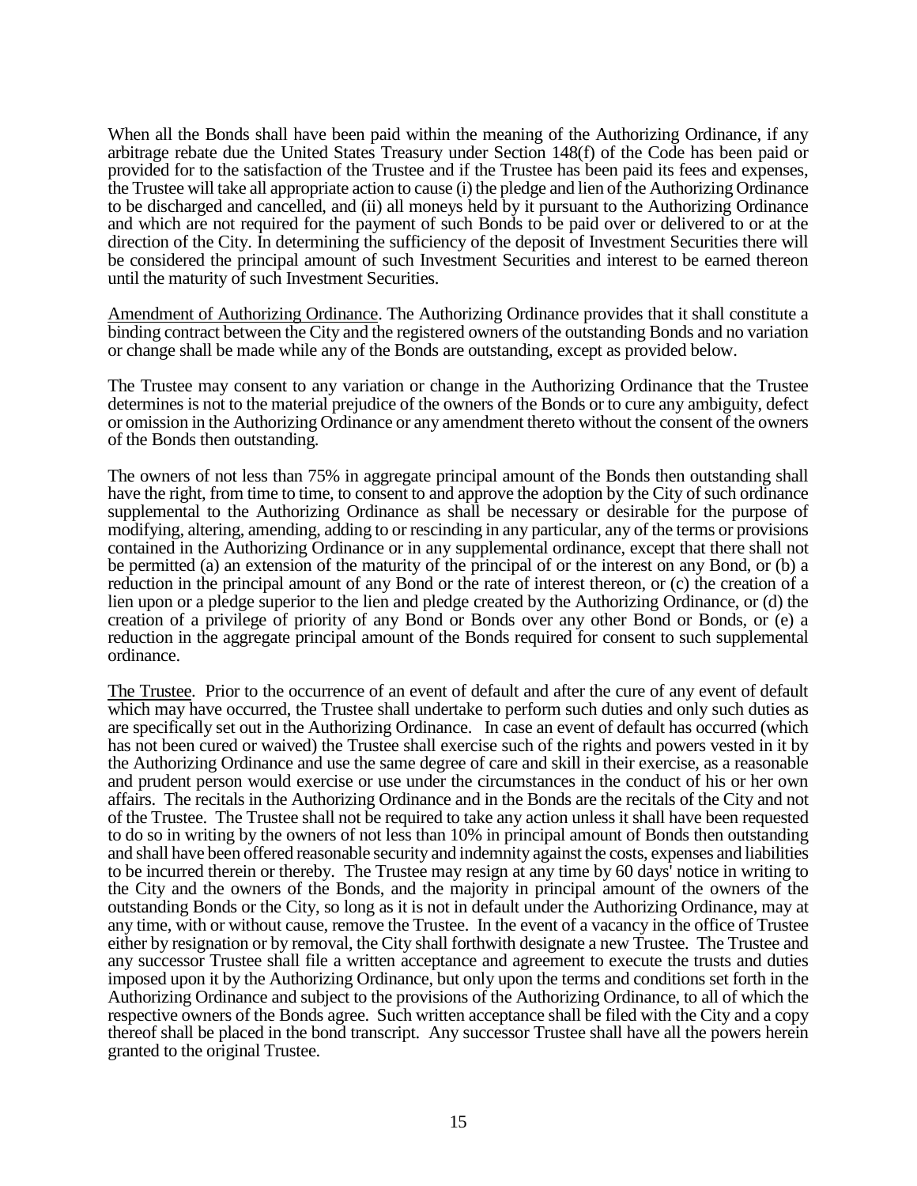When all the Bonds shall have been paid within the meaning of the Authorizing Ordinance, if any arbitrage rebate due the United States Treasury under Section 148(f) of the Code has been paid or provided for to the satisfaction of the Trustee and if the Trustee has been paid its fees and expenses, the Trustee will take all appropriate action to cause (i) the pledge and lien of the Authorizing Ordinance to be discharged and cancelled, and (ii) all moneys held by it pursuant to the Authorizing Ordinance and which are not required for the payment of such Bonds to be paid over or delivered to or at the direction of the City. In determining the sufficiency of the deposit of Investment Securities there will be considered the principal amount of such Investment Securities and interest to be earned thereon until the maturity of such Investment Securities.

Amendment of Authorizing Ordinance. The Authorizing Ordinance provides that it shall constitute a binding contract between the City and the registered owners of the outstanding Bonds and no variation or change shall be made while any of the Bonds are outstanding, except as provided below.

The Trustee may consent to any variation or change in the Authorizing Ordinance that the Trustee determines is not to the material prejudice of the owners of the Bonds or to cure any ambiguity, defect or omission in the Authorizing Ordinance or any amendment thereto without the consent of the owners of the Bonds then outstanding.

The owners of not less than 75% in aggregate principal amount of the Bonds then outstanding shall have the right, from time to time, to consent to and approve the adoption by the City of such ordinance supplemental to the Authorizing Ordinance as shall be necessary or desirable for the purpose of modifying, altering, amending, adding to or rescinding in any particular, any of the terms or provisions contained in the Authorizing Ordinance or in any supplemental ordinance, except that there shall not be permitted (a) an extension of the maturity of the principal of or the interest on any Bond, or (b) a reduction in the principal amount of any Bond or the rate of interest thereon, or (c) the creation of a lien upon or a pledge superior to the lien and pledge created by the Authorizing Ordinance, or (d) the creation of a privilege of priority of any Bond or Bonds over any other Bond or Bonds, or (e) a reduction in the aggregate principal amount of the Bonds required for consent to such supplemental ordinance.

The Trustee. Prior to the occurrence of an event of default and after the cure of any event of default which may have occurred, the Trustee shall undertake to perform such duties and only such duties as are specifically set out in the Authorizing Ordinance. In case an event of default has occurred (which has not been cured or waived) the Trustee shall exercise such of the rights and powers vested in it by the Authorizing Ordinance and use the same degree of care and skill in their exercise, as a reasonable and prudent person would exercise or use under the circumstances in the conduct of his or her own affairs. The recitals in the Authorizing Ordinance and in the Bonds are the recitals of the City and not of the Trustee. The Trustee shall not be required to take any action unless it shall have been requested to do so in writing by the owners of not less than 10% in principal amount of Bonds then outstanding and shall have been offered reasonable security and indemnity against the costs, expenses and liabilities to be incurred therein or thereby. The Trustee may resign at any time by 60 days' notice in writing to the City and the owners of the Bonds, and the majority in principal amount of the owners of the outstanding Bonds or the City, so long as it is not in default under the Authorizing Ordinance, may at any time, with or without cause, remove the Trustee. In the event of a vacancy in the office of Trustee either by resignation or by removal, the City shall forthwith designate a new Trustee. The Trustee and any successor Trustee shall file a written acceptance and agreement to execute the trusts and duties imposed upon it by the Authorizing Ordinance, but only upon the terms and conditions set forth in the Authorizing Ordinance and subject to the provisions of the Authorizing Ordinance, to all of which the respective owners of the Bonds agree. Such written acceptance shall be filed with the City and a copy thereof shall be placed in the bond transcript. Any successor Trustee shall have all the powers herein granted to the original Trustee.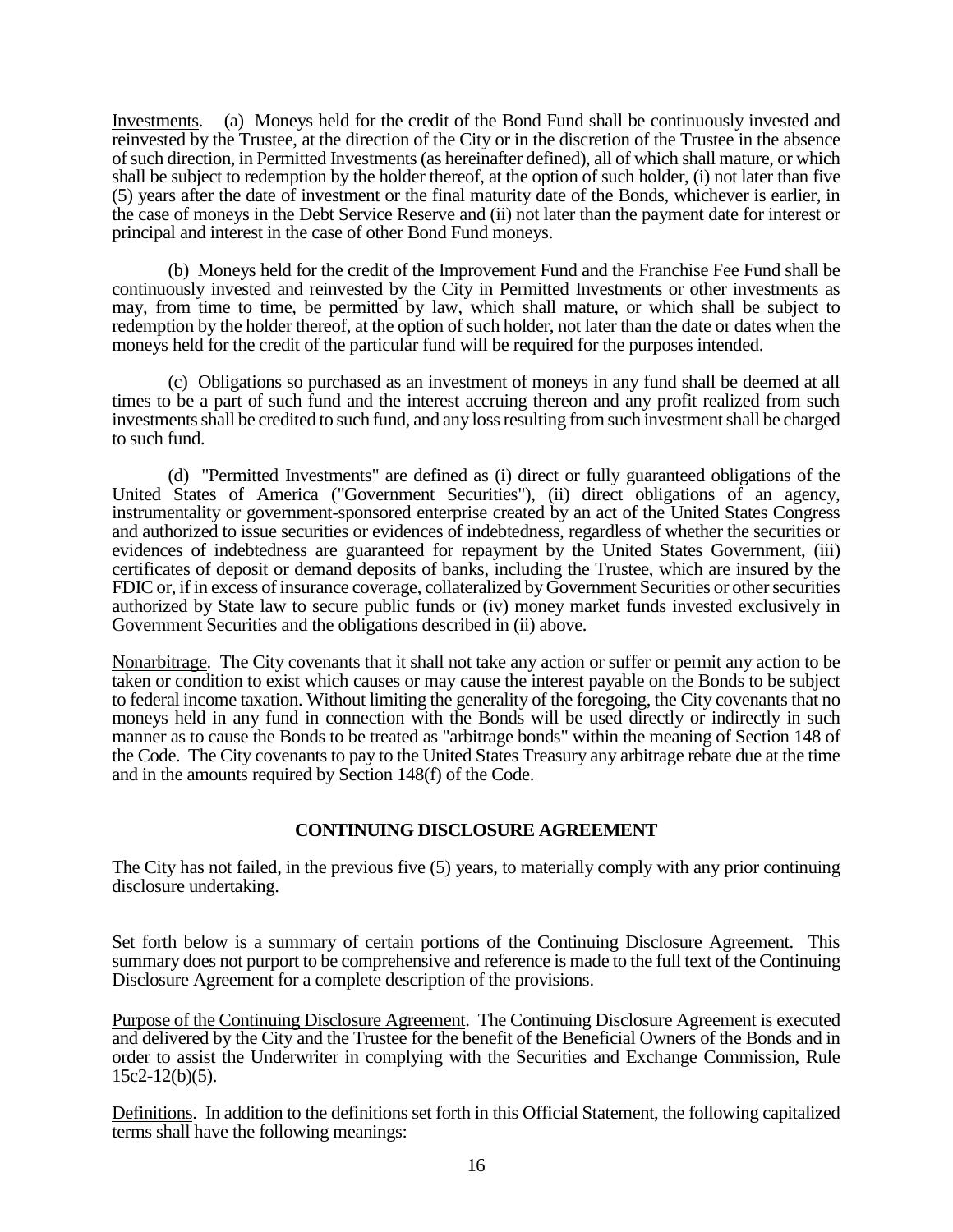Investments. (a) Moneys held for the credit of the Bond Fund shall be continuously invested and reinvested by the Trustee, at the direction of the City or in the discretion of the Trustee in the absence of such direction, in Permitted Investments (as hereinafter defined), all of which shall mature, or which shall be subject to redemption by the holder thereof, at the option of such holder, (i) not later than five (5) years after the date of investment or the final maturity date of the Bonds, whichever is earlier, in the case of moneys in the Debt Service Reserve and (ii) not later than the payment date for interest or principal and interest in the case of other Bond Fund moneys.

(b) Moneys held for the credit of the Improvement Fund and the Franchise Fee Fund shall be continuously invested and reinvested by the City in Permitted Investments or other investments as may, from time to time, be permitted by law, which shall mature, or which shall be subject to redemption by the holder thereof, at the option of such holder, not later than the date or dates when the moneys held for the credit of the particular fund will be required for the purposes intended.

(c) Obligations so purchased as an investment of moneys in any fund shall be deemed at all times to be a part of such fund and the interest accruing thereon and any profit realized from such investments shall be credited to such fund, and any loss resulting from such investment shall be charged to such fund.

(d) "Permitted Investments" are defined as (i) direct or fully guaranteed obligations of the United States of America ("Government Securities"), (ii) direct obligations of an agency, instrumentality or government-sponsored enterprise created by an act of the United States Congress and authorized to issue securities or evidences of indebtedness, regardless of whether the securities or evidences of indebtedness are guaranteed for repayment by the United States Government, (iii) certificates of deposit or demand deposits of banks, including the Trustee, which are insured by the FDIC or, if in excess of insurance coverage, collateralized by Government Securities or other securities authorized by State law to secure public funds or (iv) money market funds invested exclusively in Government Securities and the obligations described in (ii) above.

Nonarbitrage. The City covenants that it shall not take any action or suffer or permit any action to be taken or condition to exist which causes or may cause the interest payable on the Bonds to be subject to federal income taxation. Without limiting the generality of the foregoing, the City covenants that no moneys held in any fund in connection with the Bonds will be used directly or indirectly in such manner as to cause the Bonds to be treated as "arbitrage bonds" within the meaning of Section 148 of the Code. The City covenants to pay to the United States Treasury any arbitrage rebate due at the time and in the amounts required by Section 148(f) of the Code.

## CONTINUING DISCLOSURE AGREEMENT

The City has not failed, in the previous five (5) years, to materially comply with any prior continuing disclosure undertaking.

Set forth below is a summary of certain portions of the Continuing Disclosure Agreement. This summary does not purport to be comprehensive and reference is made to the full text of the Continuing Disclosure Agreement for a complete description of the provisions.

Purpose of the Continuing Disclosure Agreement. The Continuing Disclosure Agreement is executed and delivered by the City and the Trustee for the benefit of the Beneficial Owners of the Bonds and in order to assist the Underwriter in complying with the Securities and Exchange Commission, Rule 15c2-12(b)(5).

Definitions. In addition to the definitions set forth in this Official Statement, the following capitalized terms shall have the following meanings: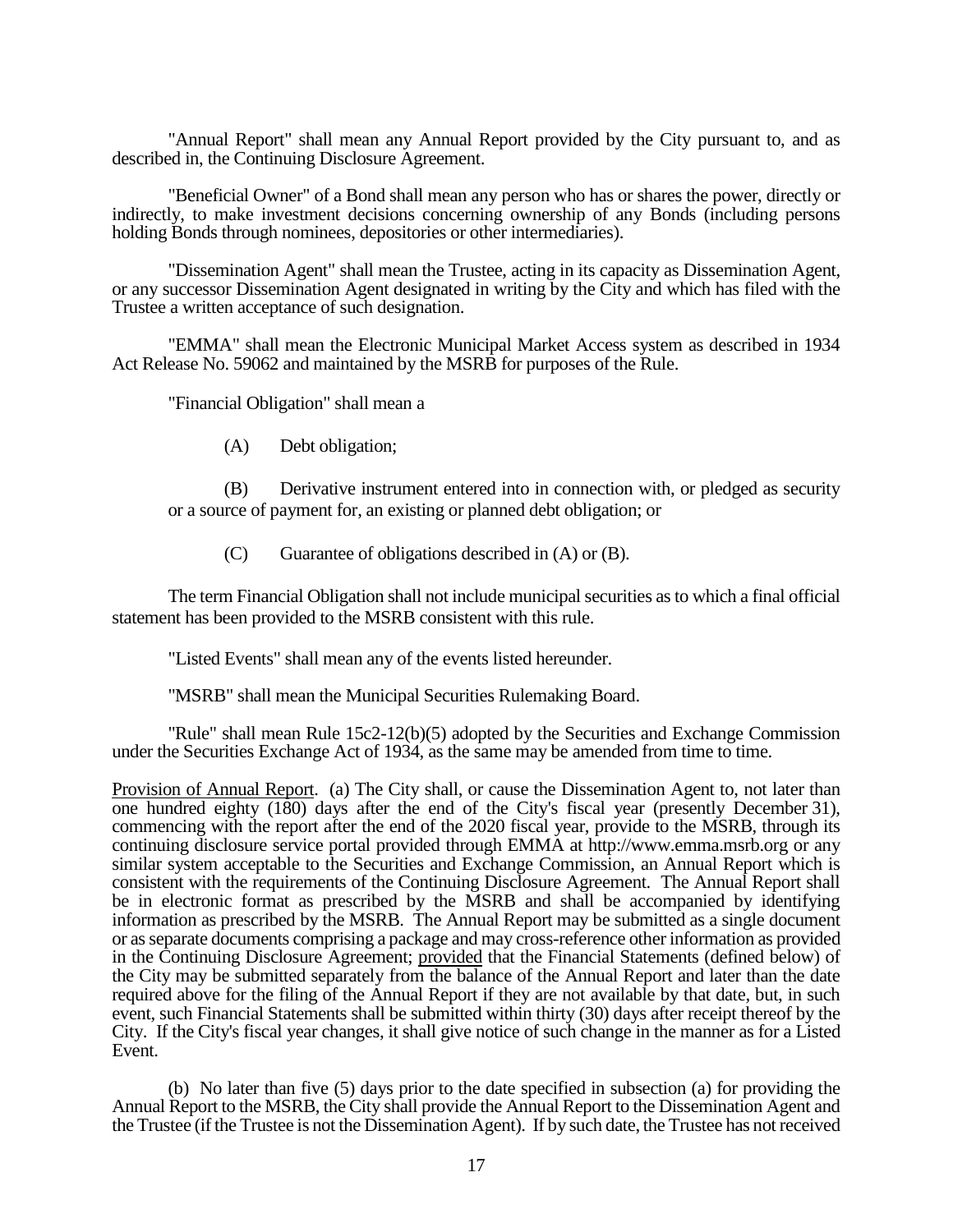"Annual Report" shall mean any Annual Report provided by the City pursuant to, and as described in, the Continuing Disclosure Agreement.

"Beneficial Owner" of a Bond shall mean any person who has or shares the power, directly or indirectly, to make investment decisions concerning ownership of any Bonds (including persons holding Bonds through nominees, depositories or other intermediaries).

"Dissemination Agent" shall mean the Trustee, acting in its capacity as Dissemination Agent, or any successor Dissemination Agent designated in writing by the City and which has filed with the Trustee a written acceptance of such designation.

"EMMA" shall mean the Electronic Municipal Market Access system as described in 1934 Act Release No. 59062 and maintained by the MSRB for purposes of the Rule.

"Financial Obligation" shall mean a

(A) Debt obligation;

(B) Derivative instrument entered into in connection with, or pledged as security or a source of payment for, an existing or planned debt obligation; or

(C) Guarantee of obligations described in (A) or (B).

The term Financial Obligation shall not include municipal securities as to which a final official statement has been provided to the MSRB consistent with this rule.

"Listed Events" shall mean any of the events listed hereunder.

"MSRB" shall mean the Municipal Securities Rulemaking Board.

"Rule" shall mean Rule 15c2-12(b)(5) adopted by the Securities and Exchange Commission under the Securities Exchange Act of 1934, as the same may be amended from time to time.

Provision of Annual Report. (a) The City shall, or cause the Dissemination Agent to, not later than one hundred eighty (180) days after the end of the City's fiscal year (presently December 31), commencing with the report after the end of the 2020 fiscal year, provide to the MSRB, through its continuing disclosure service portal provided through EMMA at http://www.emma.msrb.org or any similar system acceptable to the Securities and Exchange Commission, an Annual Report which is consistent with the requirements of the Continuing Disclosure Agreement. The Annual Report shall be in electronic format as prescribed by the MSRB and shall be accompanied by identifying information as prescribed by the MSRB. The Annual Report may be submitted as a single document or as separate documents comprising a package and may cross-reference other information as provided in the Continuing Disclosure Agreement; provided that the Financial Statements (defined below) of the City may be submitted separately from the balance of the Annual Report and later than the date required above for the filing of the Annual Report if they are not available by that date, but, in such event, such Financial Statements shall be submitted within thirty (30) days after receipt thereof by the City. If the City's fiscal year changes, it shall give notice of such change in the manner as for a Listed Event.

(b) No later than five (5) days prior to the date specified in subsection (a) for providing the Annual Report to the MSRB, the City shall provide the Annual Report to the Dissemination Agent and the Trustee (if the Trustee is not the Dissemination Agent). If by such date, the Trustee has not received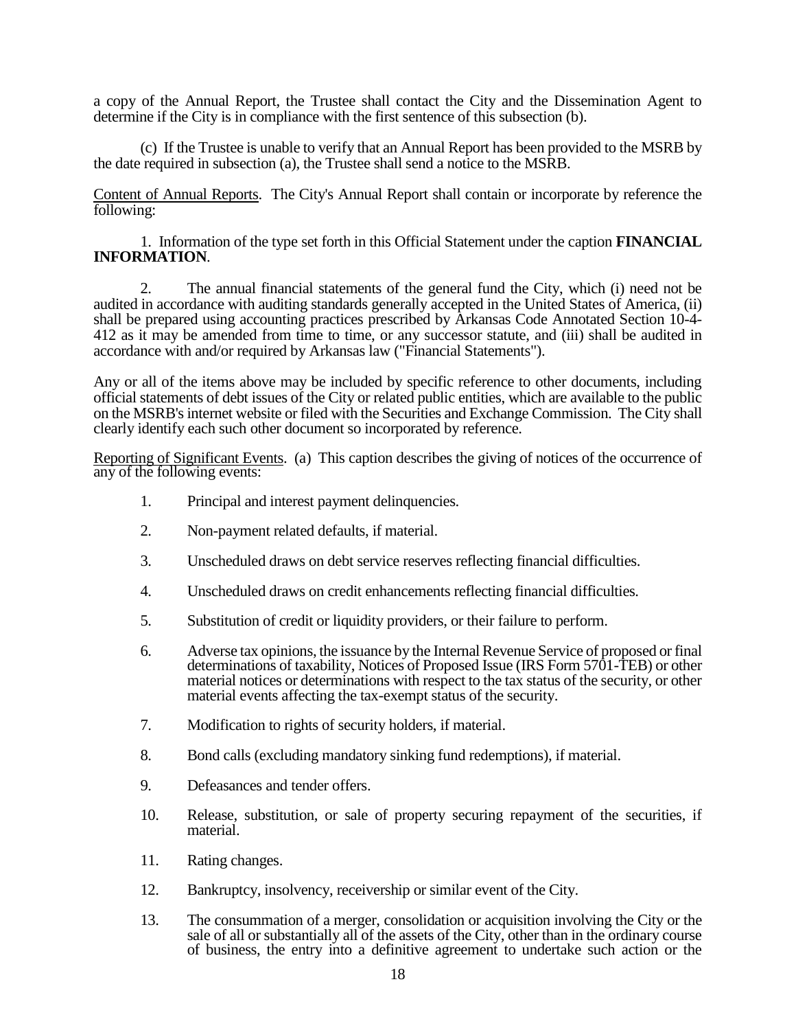a copy of the Annual Report, the Trustee shall contact the City and the Dissemination Agent to determine if the City is in compliance with the first sentence of this subsection (b).

(c) If the Trustee is unable to verify that an Annual Report has been provided to the MSRB by the date required in subsection (a), the Trustee shall send a notice to the MSRB.

<u>Content of Annual Reports</u>. The City's Annual Report shall contain or incorporate by reference the following:

1. Information of the type set forth in this Official Statement under the caption **FINANCIAL INFORMATION**.

2. The annual financial statements of the general fund the City, which (i) need not be audited in accordance with auditing standards generally accepted in the United States of America, (ii) shall be prepared using accounting practices prescribed by Arkansas Code Annotated Section 10-4-412 as it may be amended from time to time, or any successor statute, and (iii) shall be audited in accordance with and/or required by Arkansas law ("Financial Statements").

Any or all of the items above may be included by specific reference to other documents, including official statements of debt issues of the City or related public entities, which are available to the public on the MSRB's internet website or filed with the Securities and Exchange Commission. The City shall clearly identify each such other document so incorporated by reference.

<u>Reporting of Significant Events</u>. (a) This caption describes the giving of notices of the occurrence of any of the following events:

1. Principal and interest payment delinquencies.

2. Non-payment related defaults, if material.

3. Unscheduled draws on debt service reserves reflecting financial difficulties.

4. Unscheduled draws on credit enhancements reflecting financial difficulties.

5. Substitution of credit or liquidity providers, or their failure to perform.

6. Adverse tax opinions, the issuance by the Internal Revenue Service of proposed or final determinations of taxability, Notices of Proposed Issue (IRS Form 5701-TEB) or other material notices or determinations with respect to the tax status of the security, or other material events affecting the tax-exempt status of the security.

7. Modification to rights of security holders, if material.

8. Bond calls (excluding mandatory sinking fund redemptions), if material.

9. Defeasances and tender offers.

10. Release, substitution, or sale of property securing repayment of the securities, if material.

11. Rating changes.

12. Bankruptcy, insolvency, receivership or similar event of the City.

13. The consummation of a merger, consolidation or acquisition involving the City or the sale of all or substantially all of the assets of the City, other than in the ordinary course of business, the entry into a definitive agreement to undertake such action or the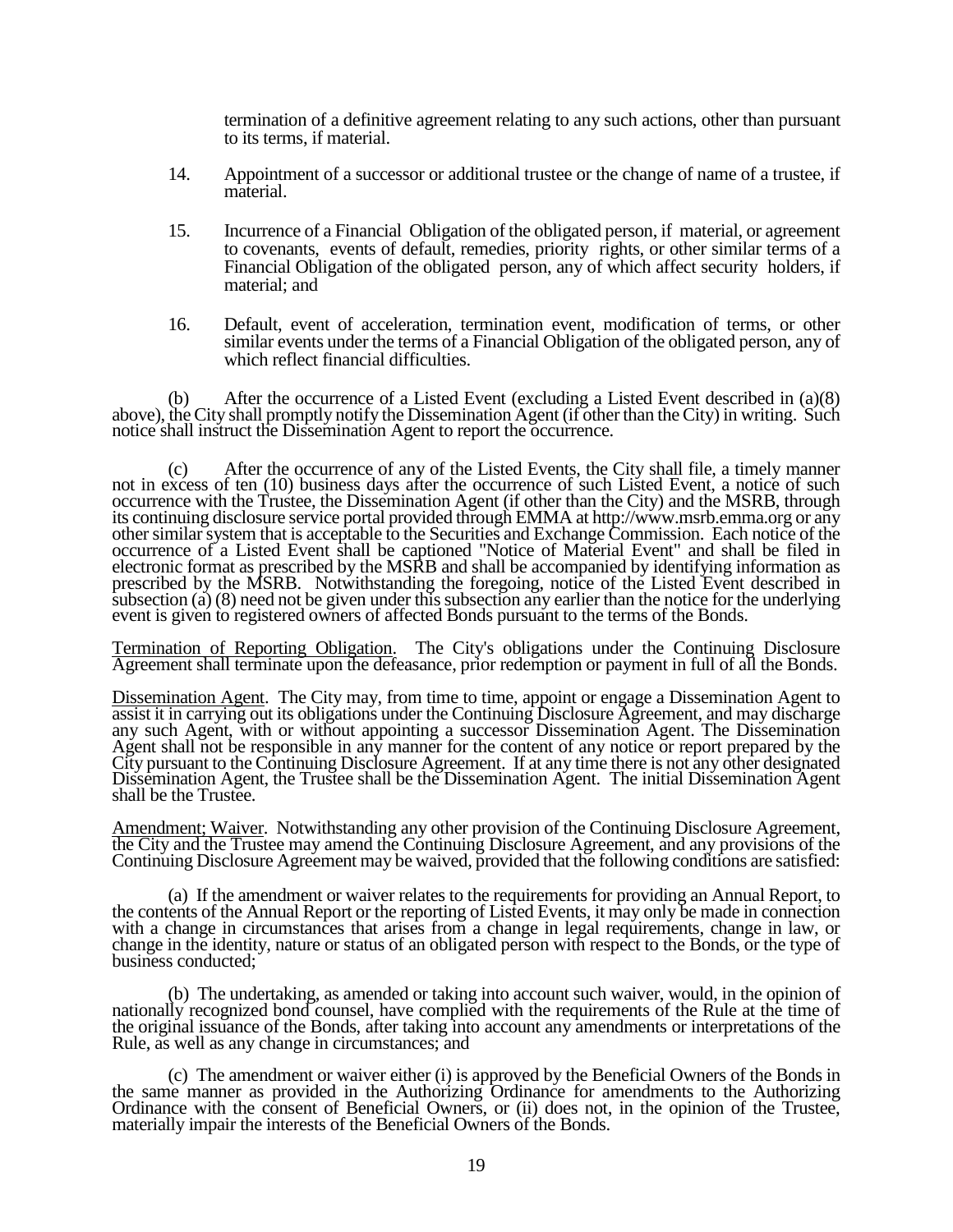termination of a definitive agreement relating to any such actions, other than pursuant to its terms, if material.

14. Appointment of a successor or additional trustee or the change of name of a trustee, if material.

15. Incurrence of a Financial Obligation of the obligated person, if material, or agreement to covenants, events of default, remedies, priority rights, or other similar terms of a Financial Obligation of the obligated person, any of which affect security holders, if material; and

16. Default, event of acceleration, termination event, modification of terms, or other similar events under the terms of a Financial Obligation of the obligated person, any of which reflect financial difficulties.

(b) After the occurrence of a Listed Event (excluding a Listed Event described in (a)(8) above), the City shall promptly notify the Dissemination Agent (if other than the City) in writing. Such notice shall instruct the Dissemination Agent to report the occurrence.

(c) After the occurrence of any of the Listed Events, the City shall file, a timely manner not in excess of ten (10) business days after the occurrence of such Listed Event, a notice of such occurrence with the Trustee, the Dissemination Agent (if other than the City) and the MSRB, through its continuing disclosure service portal provided through EMMA at http://www.msrb.emma.org or any other similar system that is acceptable to the Securities and Exchange Commission. Each notice of the occurrence of a Listed Event shall be captioned "Notice of Material Event" and shall be filed in electronic format as prescribed by the MSRB and shall be accompanied by identifying information as prescribed by the MSRB. Notwithstanding the foregoing, notice of the Listed Event described in subsection (a) (8) need not be given under this subsection any earlier than the notice for the underlying event is given to registered owners of affected Bonds pursuant to the terms of the Bonds.

<u>Termination of Reporting Obligation</u>. The City's obligations under the Continuing Disclosure Agreement shall terminate upon the defeasance, prior redemption or payment in full of all the Bonds.

<u>Dissemination Agent</u>. The City may, from time to time, appoint or engage a Dissemination Agent to assist it in carrying out its obligations under the Continuing Disclosure Agreement, and may discharge any such Agent, with or without appointing a successor Dissemination Agent. The Dissemination Agent shall not be responsible in any manner for the content of any notice or report prepared by the City pursuant to the Continuing Disclosure Agreement. If at any time there is not any other designated Dissemination Agent, the Trustee shall be the Dissemination Agent. The initial Dissemination Agent shall be the Trustee.

<u>Amendment; Waiver</u>. Notwithstanding any other provision of the Continuing Disclosure Agreement, the City and the Trustee may amend the Continuing Disclosure Agreement, and any provisions of the Continuing Disclosure Agreement may be waived, provided that the following conditions are satisfied:

(a) If the amendment or waiver relates to the requirements for providing an Annual Report, to the contents of the Annual Report or the reporting of Listed Events, it may only be made in connection with a change in circumstances that arises from a change in legal requirements, change in law, or change in the identity, nature or status of an obligated person with respect to the Bonds, or the type of business conducted;

(b) The undertaking, as amended or taking into account such waiver, would, in the opinion of nationally recognized bond counsel, have complied with the requirements of the Rule at the time of the original issuance of the Bonds, after taking into account any amendments or interpretations of the Rule, as well as any change in circumstances; and

(c) The amendment or waiver either (i) is approved by the Beneficial Owners of the Bonds in the same manner as provided in the Authorizing Ordinance for amendments to the Authorizing Ordinance with the consent of Beneficial Owners, or (ii) does not, in the opinion of the Trustee, materially impair the interests of the Beneficial Owners of the Bonds.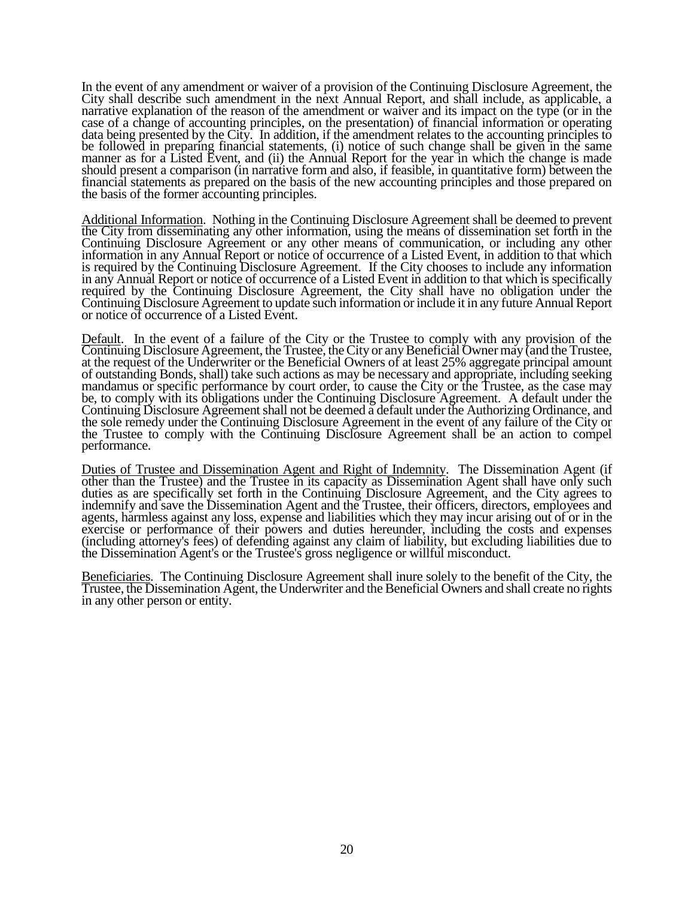In the event of any amendment or waiver of a provision of the Continuing Disclosure Agreement, the City shall describe such amendment in the next Annual Report, and shall include, as applicable, a narrative explanation of the reason of the amendment or waiver and its impact on the type (or in the case of a change of accounting principles, on the presentation) of financial information or operating data being presented by the City. In addition, if the amendment relates to the accounting principles to be followed in preparing financial statements, (i) notice of such change shall be given in the same manner as for a Listed Event, and (ii) the Annual Report for the year in which the change is made should present a comparison (in narrative form and also, if feasible, in quantitative form) between the financial statements as prepared on the basis of the new accounting principles and those prepared on the basis of the former accounting principles.

Additional Information. Nothing in the Continuing Disclosure Agreement shall be deemed to prevent the City from disseminating any other information, using the means of dissemination set forth in the Continuing Disclosure Agreement or any other means of communication, or including any other information in any Annual Report or notice of occurrence of a Listed Event, in addition to that which is required by the Continuing Disclosure Agreement. If the City chooses to include any information in any Annual Report or notice of occurrence of a Listed Event in addition to that which is specifically required by the Continuing Disclosure Agreement, the City shall have no obligation under the Continuing Disclosure Agreement to update such information or include it in any future Annual Report or notice of occurrence of a Listed Event.

Default. In the event of a failure of the City or the Trustee to comply with any provision of the Continuing Disclosure Agreement, the Trustee, the City or any Beneficial Owner may (and the Trustee, at the request of the Underwriter or the Beneficial Owners of at least 25% aggregate principal amount of outstanding Bonds, shall) take such actions as may be necessary and appropriate, including seeking mandamus or specific performance by court order, to cause the City or the Trustee, as the case may be, to comply with its obligations under the Continuing Disclosure Agreement. A default under the Continuing Disclosure Agreement shall not be deemed a default under the Authorizing Ordinance, and the sole remedy under the Continuing Disclosure Agreement in the event of any failure of the City or the Trustee to comply with the Continuing Disclosure Agreement shall be an action to compel performance.

Duties of Trustee and Dissemination Agent and Right of Indemnity. The Dissemination Agent (if other than the Trustee) and the Trustee in its capacity as Dissemination Agent shall have only such duties as are specifically set forth in the Continuing Disclosure Agreement, and the City agrees to indemnify and save the Dissemination Agent and the Trustee, their officers, directors, employees and agents, harmless against any loss, expense and liabilities which they may incur arising out of or in the exercise or performance of their powers and duties hereunder, including the costs and expenses (including attorney's fees) of defending against any claim of liability, but excluding liabilities due to the Dissemination Agent's or the Trustee's gross negligence or willful misconduct.

Beneficiaries. The Continuing Disclosure Agreement shall inure solely to the benefit of the City, the Trustee, the Dissemination Agent, the Underwriter and the Beneficial Owners and shall create no rights in any other person or entity.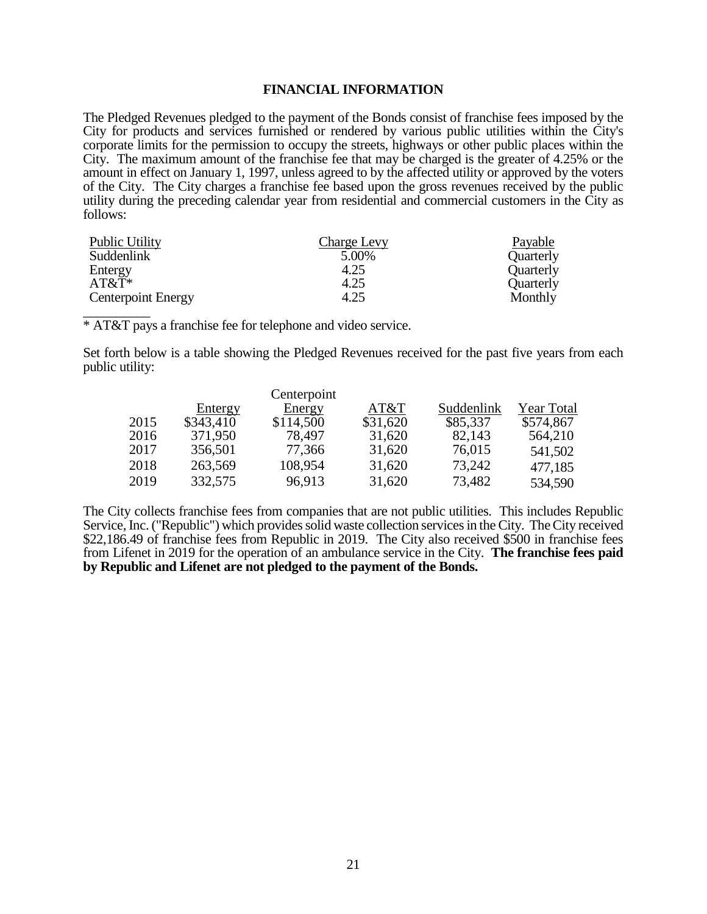## FINANCIAL INFORMATION

The Pledged Revenues pledged to the payment of the Bonds consist of franchise fees imposed by the City for products and services furnished or rendered by various public utilities within the City's corporate limits for the permission to occupy the streets, highways or other public places within the City. The maximum amount of the franchise fee that may be charged is the greater of 4.25% or the amount in effect on January 1, 1997, unless agreed to by the affected utility or approved by the voters of the City. The City charges a franchise fee based upon the gross revenues received by the public utility during the preceding calendar year from residential and commercial customers in the City as follows:

| Public Utility | Charge Levy | Payable |
|---|---|---|
| Suddenlink | 5.00% | Quarterly |
| Entergy | 4.25 | Quarterly |
| AT&T* | 4.25 | Quarterly |
| Centerpoint Energy | 4.25 | Monthly |

\* AT&T pays a franchise fee for telephone and video service.

Set forth below is a table showing the Pledged Revenues received for the past five years from each public utility:

| | Entergy | Centerpoint Energy | AT&T | Suddenlink | Year Total |
|---|---|---|---|---|---|
| 2015 | $343,410 | $114,500 | $31,620 | $85,337 | $574,867 |
| 2016 | 371,950 | 78,497 | 31,620 | 82,143 | 564,210 |
| 2017 | 356,501 | 77,366 | 31,620 | 76,015 | 541,502 |
| 2018 | 263,569 | 108,954 | 31,620 | 73,242 | 477,185 |
| 2019 | 332,575 | 96,913 | 31,620 | 73,482 | 534,590 |

The City collects franchise fees from companies that are not public utilities. This includes Republic Service, Inc. ("Republic") which provides solid waste collection services in the City. The City received $22,186.49 of franchise fees from Republic in 2019. The City also received $500 in franchise fees from Lifenet in 2019 for the operation of an ambulance service in the City. **The franchise fees paid by Republic and Lifenet are not pledged to the payment of the Bonds.**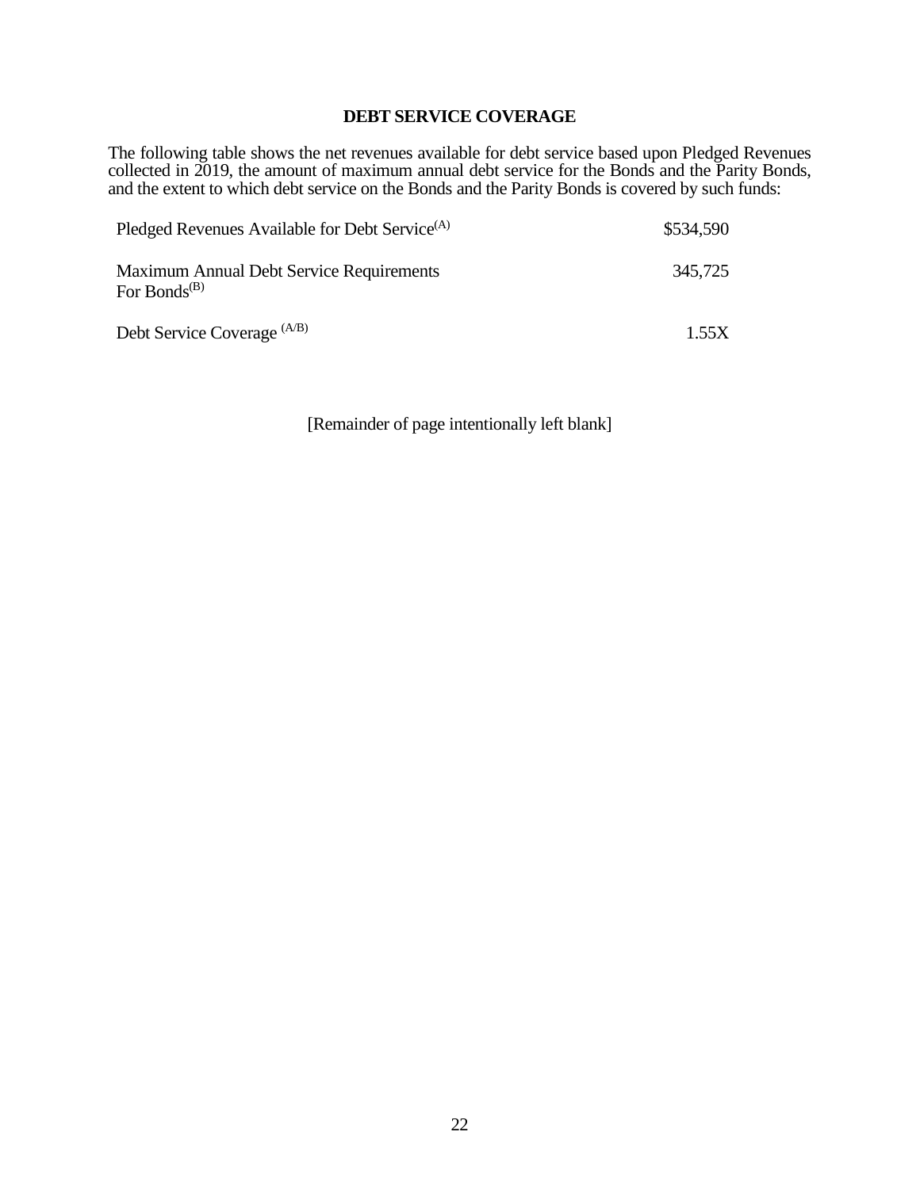## DEBT SERVICE COVERAGE

The following table shows the net revenues available for debt service based upon Pledged Revenues collected in 2019, the amount of maximum annual debt service for the Bonds and the Parity Bonds, and the extent to which debt service on the Bonds and the Parity Bonds is covered by such funds:

| | |
|---|---|
| Pledged Revenues Available for Debt Service[(A)] | $534,590 |
| Maximum Annual Debt Service Requirements For Bonds[(B)] | 345,725 |
| Debt Service Coverage [(A/B)] | 1.55X |

[Remainder of page intentionally left blank]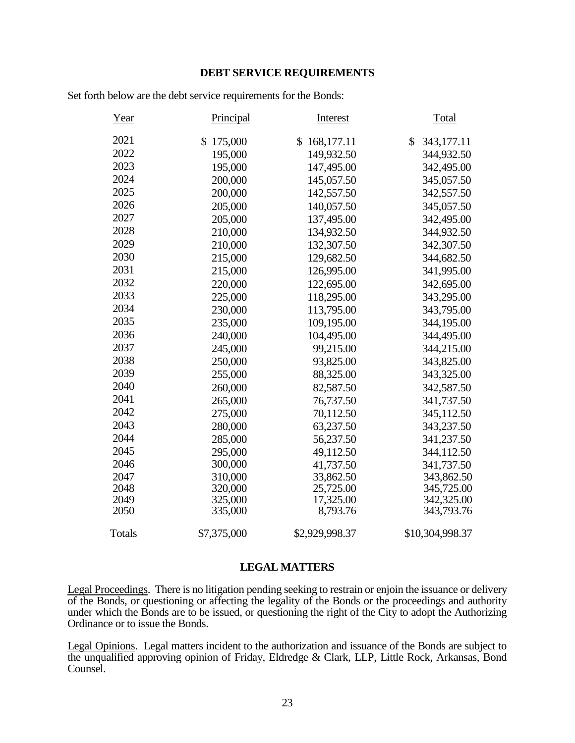## DEBT SERVICE REQUIREMENTS

Set forth below are the debt service requirements for the Bonds:

| Year | Principal | Interest | Total |
|---|---|---|---|
| 2021 | $ 175,000 | $ 168,177.11 | $ 343,177.11 |
| 2022 | 195,000 | 149,932.50 | 344,932.50 |
| 2023 | 195,000 | 147,495.00 | 342,495.00 |
| 2024 | 200,000 | 145,057.50 | 345,057.50 |
| 2025 | 200,000 | 142,557.50 | 342,557.50 |
| 2026 | 205,000 | 140,057.50 | 345,057.50 |
| 2027 | 205,000 | 137,495.00 | 342,495.00 |
| 2028 | 210,000 | 134,932.50 | 344,932.50 |
| 2029 | 210,000 | 132,307.50 | 342,307.50 |
| 2030 | 215,000 | 129,682.50 | 344,682.50 |
| 2031 | 215,000 | 126,995.00 | 341,995.00 |
| 2032 | 220,000 | 122,695.00 | 342,695.00 |
| 2033 | 225,000 | 118,295.00 | 343,295.00 |
| 2034 | 230,000 | 113,795.00 | 343,795.00 |
| 2035 | 235,000 | 109,195.00 | 344,195.00 |
| 2036 | 240,000 | 104,495.00 | 344,495.00 |
| 2037 | 245,000 | 99,215.00 | 344,215.00 |
| 2038 | 250,000 | 93,825.00 | 343,825.00 |
| 2039 | 255,000 | 88,325.00 | 343,325.00 |
| 2040 | 260,000 | 82,587.50 | 342,587.50 |
| 2041 | 265,000 | 76,737.50 | 341,737.50 |
| 2042 | 275,000 | 70,112.50 | 345,112.50 |
| 2043 | 280,000 | 63,237.50 | 343,237.50 |
| 2044 | 285,000 | 56,237.50 | 341,237.50 |
| 2045 | 295,000 | 49,112.50 | 344,112.50 |
| 2046 | 300,000 | 41,737.50 | 341,737.50 |
| 2047 | 310,000 | 33,862.50 | 343,862.50 |
| 2048 | 320,000 | 25,725.00 | 345,725.00 |
| 2049 | 325,000 | 17,325.00 | 342,325.00 |
| 2050 | 335,000 | 8,793.76 | 343,793.76 |
| Totals | $7,375,000 | $2,929,998.37 | $10,304,998.37 |

## LEGAL MATTERS

Legal Proceedings. There is no litigation pending seeking to restrain or enjoin the issuance or delivery of the Bonds, or questioning or affecting the legality of the Bonds or the proceedings and authority under which the Bonds are to be issued, or questioning the right of the City to adopt the Authorizing Ordinance or to issue the Bonds.

Legal Opinions. Legal matters incident to the authorization and issuance of the Bonds are subject to the unqualified approving opinion of Friday, Eldredge & Clark, LLP, Little Rock, Arkansas, Bond Counsel.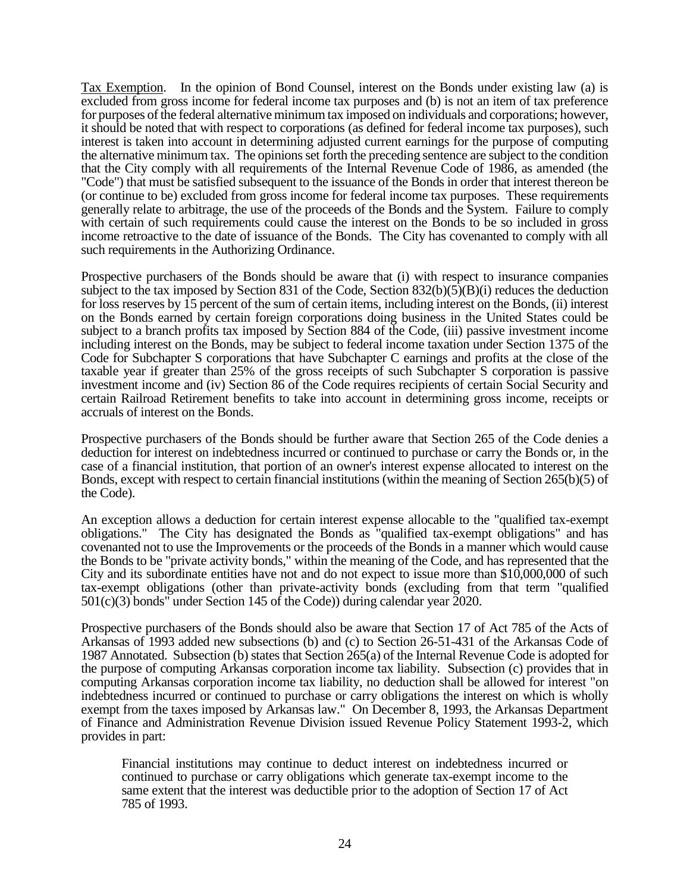Tax Exemption. In the opinion of Bond Counsel, interest on the Bonds under existing law (a) is excluded from gross income for federal income tax purposes and (b) is not an item of tax preference for purposes of the federal alternative minimum tax imposed on individuals and corporations; however, it should be noted that with respect to corporations (as defined for federal income tax purposes), such interest is taken into account in determining adjusted current earnings for the purpose of computing the alternative minimum tax. The opinions set forth the preceding sentence are subject to the condition that the City comply with all requirements of the Internal Revenue Code of 1986, as amended (the "Code") that must be satisfied subsequent to the issuance of the Bonds in order that interest thereon be (or continue to be) excluded from gross income for federal income tax purposes. These requirements generally relate to arbitrage, the use of the proceeds of the Bonds and the System. Failure to comply with certain of such requirements could cause the interest on the Bonds to be so included in gross income retroactive to the date of issuance of the Bonds. The City has covenanted to comply with all such requirements in the Authorizing Ordinance.

Prospective purchasers of the Bonds should be aware that (i) with respect to insurance companies subject to the tax imposed by Section 831 of the Code, Section 832(b)(5)(B)(i) reduces the deduction for loss reserves by 15 percent of the sum of certain items, including interest on the Bonds, (ii) interest on the Bonds earned by certain foreign corporations doing business in the United States could be subject to a branch profits tax imposed by Section 884 of the Code, (iii) passive investment income including interest on the Bonds, may be subject to federal income taxation under Section 1375 of the Code for Subchapter S corporations that have Subchapter C earnings and profits at the close of the taxable year if greater than 25% of the gross receipts of such Subchapter S corporation is passive investment income and (iv) Section 86 of the Code requires recipients of certain Social Security and certain Railroad Retirement benefits to take into account in determining gross income, receipts or accruals of interest on the Bonds.

Prospective purchasers of the Bonds should be further aware that Section 265 of the Code denies a deduction for interest on indebtedness incurred or continued to purchase or carry the Bonds or, in the case of a financial institution, that portion of an owner's interest expense allocated to interest on the Bonds, except with respect to certain financial institutions (within the meaning of Section 265(b)(5) of the Code).

An exception allows a deduction for certain interest expense allocable to the "qualified tax-exempt obligations." The City has designated the Bonds as "qualified tax-exempt obligations" and has covenanted not to use the Improvements or the proceeds of the Bonds in a manner which would cause the Bonds to be "private activity bonds," within the meaning of the Code, and has represented that the City and its subordinate entities have not and do not expect to issue more than $10,000,000 of such tax-exempt obligations (other than private-activity bonds (excluding from that term "qualified 501(c)(3) bonds" under Section 145 of the Code)) during calendar year 2020.

Prospective purchasers of the Bonds should also be aware that Section 17 of Act 785 of the Acts of Arkansas of 1993 added new subsections (b) and (c) to Section 26-51-431 of the Arkansas Code of 1987 Annotated. Subsection (b) states that Section 265(a) of the Internal Revenue Code is adopted for the purpose of computing Arkansas corporation income tax liability. Subsection (c) provides that in computing Arkansas corporation income tax liability, no deduction shall be allowed for interest "on indebtedness incurred or continued to purchase or carry obligations the interest on which is wholly exempt from the taxes imposed by Arkansas law." On December 8, 1993, the Arkansas Department of Finance and Administration Revenue Division issued Revenue Policy Statement 1993-2, which provides in part:

> Financial institutions may continue to deduct interest on indebtedness incurred or continued to purchase or carry obligations which generate tax-exempt income to the same extent that the interest was deductible prior to the adoption of Section 17 of Act 785 of 1993.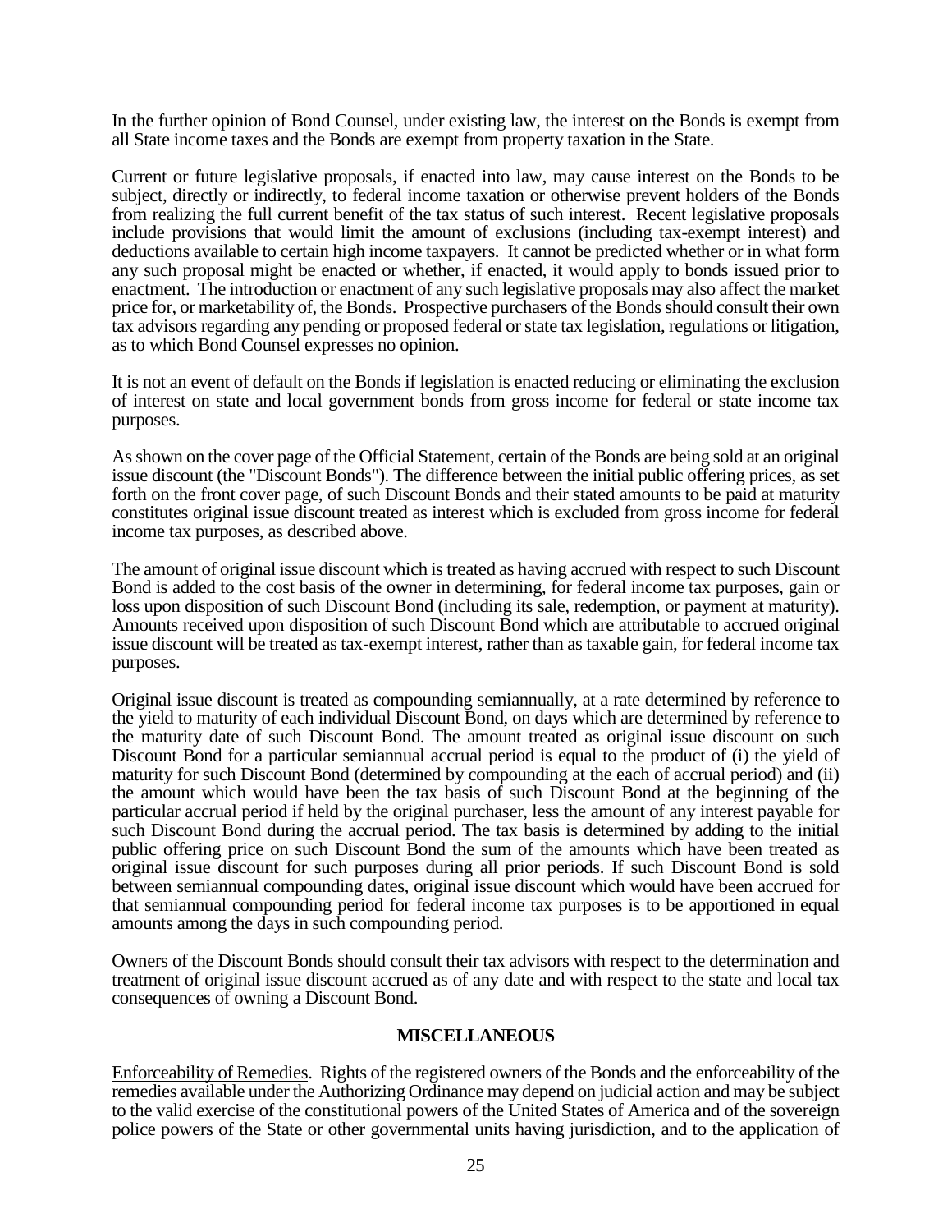In the further opinion of Bond Counsel, under existing law, the interest on the Bonds is exempt from all State income taxes and the Bonds are exempt from property taxation in the State.

Current or future legislative proposals, if enacted into law, may cause interest on the Bonds to be subject, directly or indirectly, to federal income taxation or otherwise prevent holders of the Bonds from realizing the full current benefit of the tax status of such interest. Recent legislative proposals include provisions that would limit the amount of exclusions (including tax-exempt interest) and deductions available to certain high income taxpayers. It cannot be predicted whether or in what form any such proposal might be enacted or whether, if enacted, it would apply to bonds issued prior to enactment. The introduction or enactment of any such legislative proposals may also affect the market price for, or marketability of, the Bonds. Prospective purchasers of the Bonds should consult their own tax advisors regarding any pending or proposed federal or state tax legislation, regulations or litigation, as to which Bond Counsel expresses no opinion.

It is not an event of default on the Bonds if legislation is enacted reducing or eliminating the exclusion of interest on state and local government bonds from gross income for federal or state income tax purposes.

As shown on the cover page of the Official Statement, certain of the Bonds are being sold at an original issue discount (the "Discount Bonds"). The difference between the initial public offering prices, as set forth on the front cover page, of such Discount Bonds and their stated amounts to be paid at maturity constitutes original issue discount treated as interest which is excluded from gross income for federal income tax purposes, as described above.

The amount of original issue discount which is treated as having accrued with respect to such Discount Bond is added to the cost basis of the owner in determining, for federal income tax purposes, gain or loss upon disposition of such Discount Bond (including its sale, redemption, or payment at maturity). Amounts received upon disposition of such Discount Bond which are attributable to accrued original issue discount will be treated as tax-exempt interest, rather than as taxable gain, for federal income tax purposes.

Original issue discount is treated as compounding semiannually, at a rate determined by reference to the yield to maturity of each individual Discount Bond, on days which are determined by reference to the maturity date of such Discount Bond. The amount treated as original issue discount on such Discount Bond for a particular semiannual accrual period is equal to the product of (i) the yield of maturity for such Discount Bond (determined by compounding at the each of accrual period) and (ii) the amount which would have been the tax basis of such Discount Bond at the beginning of the particular accrual period if held by the original purchaser, less the amount of any interest payable for such Discount Bond during the accrual period. The tax basis is determined by adding to the initial public offering price on such Discount Bond the sum of the amounts which have been treated as original issue discount for such purposes during all prior periods. If such Discount Bond is sold between semiannual compounding dates, original issue discount which would have been accrued for that semiannual compounding period for federal income tax purposes is to be apportioned in equal amounts among the days in such compounding period.

Owners of the Discount Bonds should consult their tax advisors with respect to the determination and treatment of original issue discount accrued as of any date and with respect to the state and local tax consequences of owning a Discount Bond.

## MISCELLANEOUS

Enforceability of Remedies. Rights of the registered owners of the Bonds and the enforceability of the remedies available under the Authorizing Ordinance may depend on judicial action and may be subject to the valid exercise of the constitutional powers of the United States of America and of the sovereign police powers of the State or other governmental units having jurisdiction, and to the application of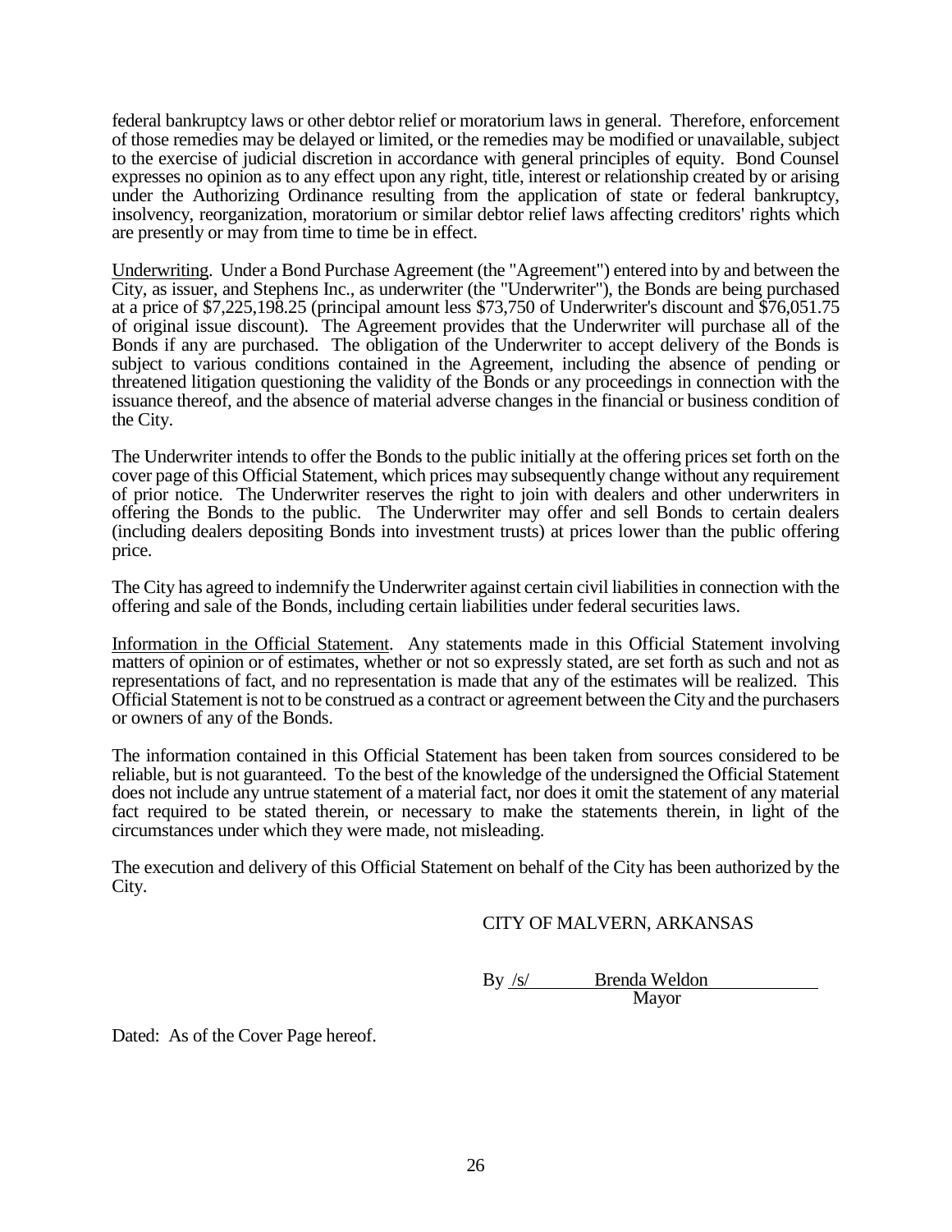federal bankruptcy laws or other debtor relief or moratorium laws in general. Therefore, enforcement of those remedies may be delayed or limited, or the remedies may be modified or unavailable, subject to the exercise of judicial discretion in accordance with general principles of equity. Bond Counsel expresses no opinion as to any effect upon any right, title, interest or relationship created by or arising under the Authorizing Ordinance resulting from the application of state or federal bankruptcy, insolvency, reorganization, moratorium or similar debtor relief laws affecting creditors' rights which are presently or may from time to time be in effect.

Underwriting. Under a Bond Purchase Agreement (the "Agreement") entered into by and between the City, as issuer, and Stephens Inc., as underwriter (the "Underwriter"), the Bonds are being purchased at a price of $7,225,198.25 (principal amount less $73,750 of Underwriter's discount and $76,051.75 of original issue discount). The Agreement provides that the Underwriter will purchase all of the Bonds if any are purchased. The obligation of the Underwriter to accept delivery of the Bonds is subject to various conditions contained in the Agreement, including the absence of pending or threatened litigation questioning the validity of the Bonds or any proceedings in connection with the issuance thereof, and the absence of material adverse changes in the financial or business condition of the City.

The Underwriter intends to offer the Bonds to the public initially at the offering prices set forth on the cover page of this Official Statement, which prices may subsequently change without any requirement of prior notice. The Underwriter reserves the right to join with dealers and other underwriters in offering the Bonds to the public. The Underwriter may offer and sell Bonds to certain dealers (including dealers depositing Bonds into investment trusts) at prices lower than the public offering price.

The City has agreed to indemnify the Underwriter against certain civil liabilities in connection with the offering and sale of the Bonds, including certain liabilities under federal securities laws.

Information in the Official Statement. Any statements made in this Official Statement involving matters of opinion or of estimates, whether or not so expressly stated, are set forth as such and not as representations of fact, and no representation is made that any of the estimates will be realized. This Official Statement is not to be construed as a contract or agreement between the City and the purchasers or owners of any of the Bonds.

The information contained in this Official Statement has been taken from sources considered to be reliable, but is not guaranteed. To the best of the knowledge of the undersigned the Official Statement does not include any untrue statement of a material fact, nor does it omit the statement of any material fact required to be stated therein, or necessary to make the statements therein, in light of the circumstances under which they were made, not misleading.

The execution and delivery of this Official Statement on behalf of the City has been authorized by the City.

CITY OF MALVERN, ARKANSAS

By /s/ Brenda Weldon
Mayor

Dated: As of the Cover Page hereof.